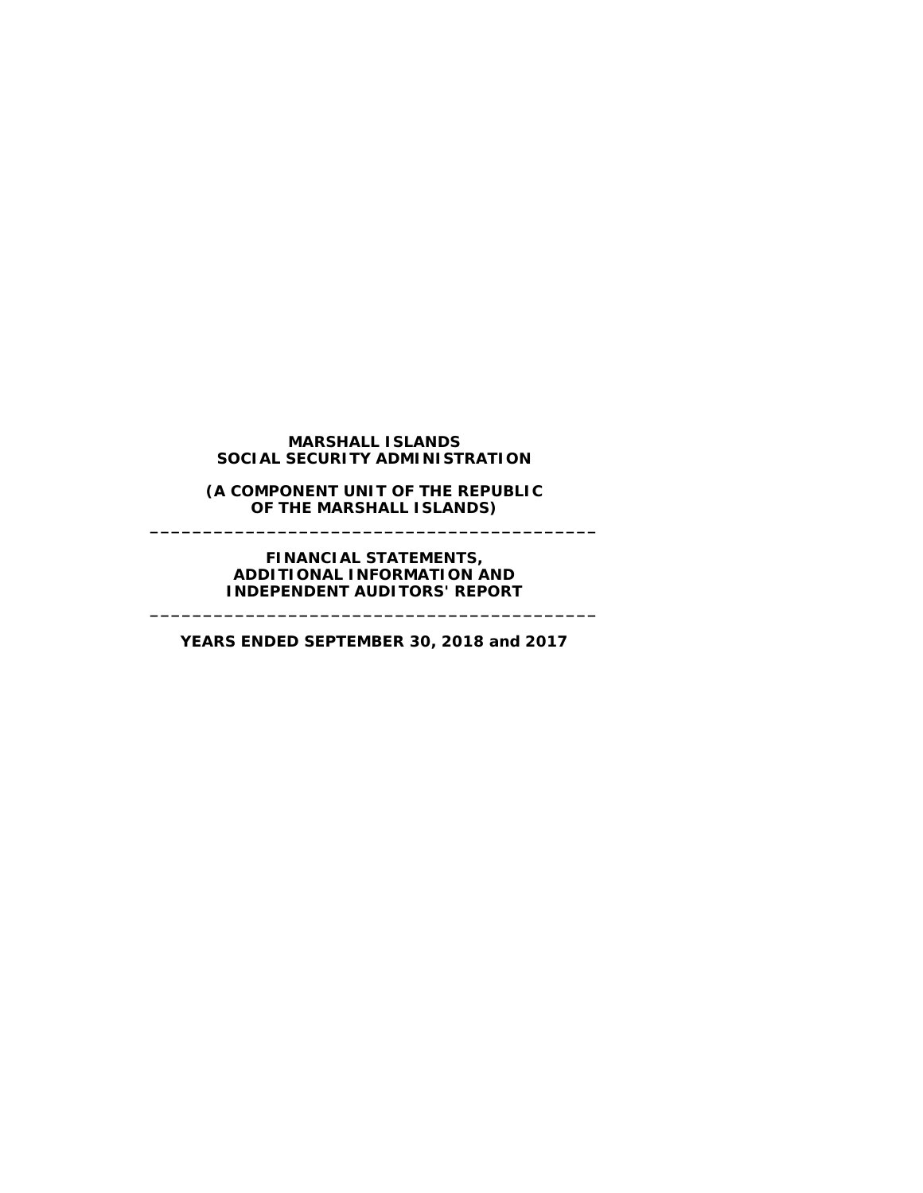**MARSHALL ISLANDS**
**SOCIAL SECURITY ADMINISTRATION**

**(A COMPONENT UNIT OF THE REPUBLIC OF THE MARSHALL ISLANDS)**

---

**FINANCIAL STATEMENTS,**
**ADDITIONAL INFORMATION AND**
**INDEPENDENT AUDITORS' REPORT**

---

**YEARS ENDED SEPTEMBER 30, 2018 and 2017**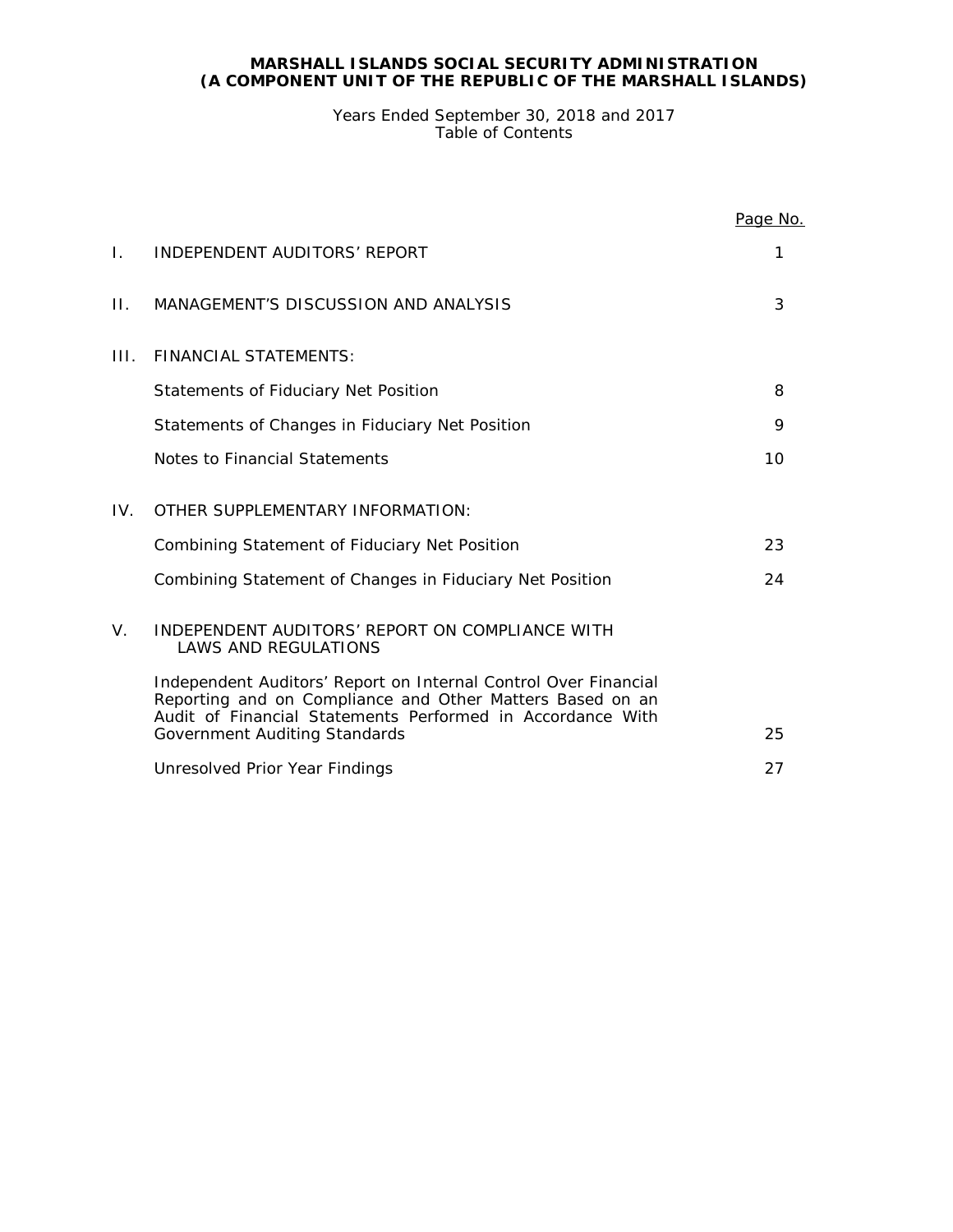**MARSHALL ISLANDS SOCIAL SECURITY ADMINISTRATION**
**(A COMPONENT UNIT OF THE REPUBLIC OF THE MARSHALL ISLANDS)**

Years Ended September 30, 2018 and 2017
Table of Contents

| | | Page No. |
|---|---|---|
| I. | INDEPENDENT AUDITORS' REPORT | 1 |
| II. | MANAGEMENT'S DISCUSSION AND ANALYSIS | 3 |
| III. | FINANCIAL STATEMENTS: | |
| | Statements of Fiduciary Net Position | 8 |
| | Statements of Changes in Fiduciary Net Position | 9 |
| | Notes to Financial Statements | 10 |
| IV. | OTHER SUPPLEMENTARY INFORMATION: | |
| | Combining Statement of Fiduciary Net Position | 23 |
| | Combining Statement of Changes in Fiduciary Net Position | 24 |
| V. | INDEPENDENT AUDITORS' REPORT ON COMPLIANCE WITH LAWS AND REGULATIONS | |
| | Independent Auditors' Report on Internal Control Over Financial Reporting and on Compliance and Other Matters Based on an Audit of Financial Statements Performed in Accordance With Government Auditing Standards | 25 |
| | Unresolved Prior Year Findings | 27 |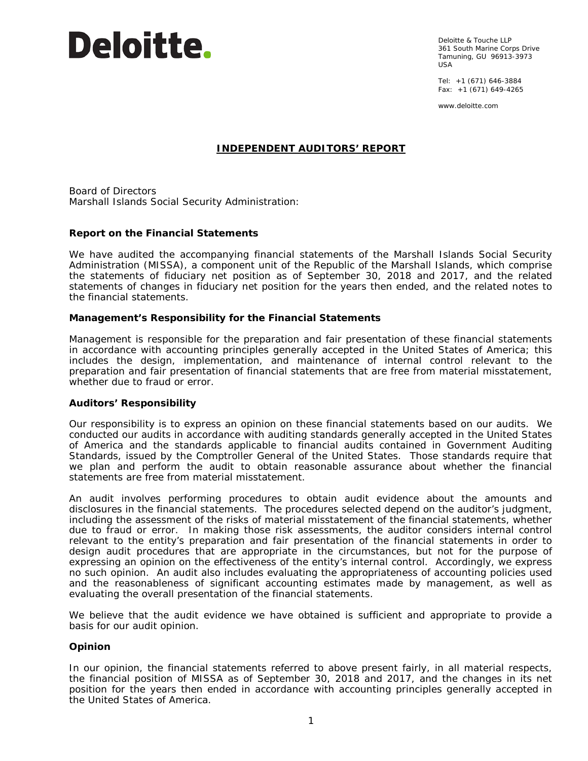Deloitte.

Deloitte & Touche LLP
361 South Marine Corps Drive
Tamuning, GU 96913-3973
USA

Tel: +1 (671) 646-3884
Fax: +1 (671) 649-4265

www.deloitte.com

# INDEPENDENT AUDITORS' REPORT

Board of Directors
Marshall Islands Social Security Administration:

## Report on the Financial Statements

We have audited the accompanying financial statements of the Marshall Islands Social Security Administration (MISSA), a component unit of the Republic of the Marshall Islands, which comprise the statements of fiduciary net position as of September 30, 2018 and 2017, and the related statements of changes in fiduciary net position for the years then ended, and the related notes to the financial statements.

### Management's Responsibility for the Financial Statements

Management is responsible for the preparation and fair presentation of these financial statements in accordance with accounting principles generally accepted in the United States of America; this includes the design, implementation, and maintenance of internal control relevant to the preparation and fair presentation of financial statements that are free from material misstatement, whether due to fraud or error.

### Auditors' Responsibility

Our responsibility is to express an opinion on these financial statements based on our audits. We conducted our audits in accordance with auditing standards generally accepted in the United States of America and the standards applicable to financial audits contained in Government Auditing Standards, issued by the Comptroller General of the United States. Those standards require that we plan and perform the audit to obtain reasonable assurance about whether the financial statements are free from material misstatement.

An audit involves performing procedures to obtain audit evidence about the amounts and disclosures in the financial statements. The procedures selected depend on the auditor's judgment, including the assessment of the risks of material misstatement of the financial statements, whether due to fraud or error. In making those risk assessments, the auditor considers internal control relevant to the entity's preparation and fair presentation of the financial statements in order to design audit procedures that are appropriate in the circumstances, but not for the purpose of expressing an opinion on the effectiveness of the entity's internal control. Accordingly, we express no such opinion. An audit also includes evaluating the appropriateness of accounting policies used and the reasonableness of significant accounting estimates made by management, as well as evaluating the overall presentation of the financial statements.

We believe that the audit evidence we have obtained is sufficient and appropriate to provide a basis for our audit opinion.

### Opinion

In our opinion, the financial statements referred to above present fairly, in all material respects, the financial position of MISSA as of September 30, 2018 and 2017, and the changes in its net position for the years then ended in accordance with accounting principles generally accepted in the United States of America.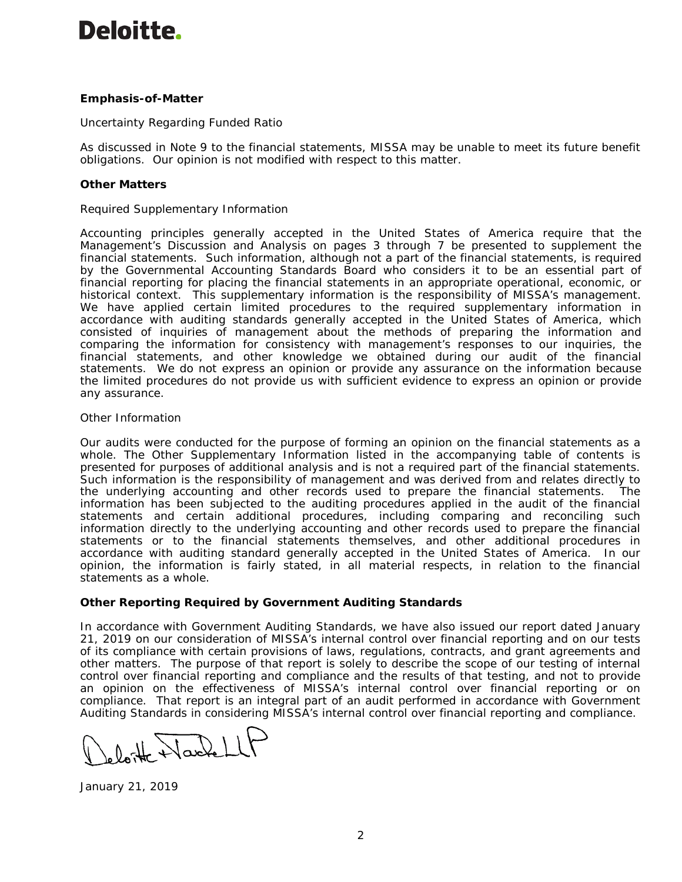**Emphasis-of-Matter**

Uncertainty Regarding Funded Ratio

As discussed in Note 9 to the financial statements, MISSA may be unable to meet its future benefit obligations. Our opinion is not modified with respect to this matter.

**Other Matters**

Required Supplementary Information

Accounting principles generally accepted in the United States of America require that the Management's Discussion and Analysis on pages 3 through 7 be presented to supplement the financial statements. Such information, although not a part of the financial statements, is required by the Governmental Accounting Standards Board who considers it to be an essential part of financial reporting for placing the financial statements in an appropriate operational, economic, or historical context. This supplementary information is the responsibility of MISSA's management. We have applied certain limited procedures to the required supplementary information in accordance with auditing standards generally accepted in the United States of America, which consisted of inquiries of management about the methods of preparing the information and comparing the information for consistency with management's responses to our inquiries, the financial statements, and other knowledge we obtained during our audit of the financial statements. We do not express an opinion or provide any assurance on the information because the limited procedures do not provide us with sufficient evidence to express an opinion or provide any assurance.

Other Information

Our audits were conducted for the purpose of forming an opinion on the financial statements as a whole. The Other Supplementary Information listed in the accompanying table of contents is presented for purposes of additional analysis and is not a required part of the financial statements. Such information is the responsibility of management and was derived from and relates directly to the underlying accounting and other records used to prepare the financial statements. The information has been subjected to the auditing procedures applied in the audit of the financial statements and certain additional procedures, including comparing and reconciling such information directly to the underlying accounting and other records used to prepare the financial statements or to the financial statements themselves, and other additional procedures in accordance with auditing standard generally accepted in the United States of America. In our opinion, the information is fairly stated, in all material respects, in relation to the financial statements as a whole.

**Other Reporting Required by Government Auditing Standards**

In accordance with Government Auditing Standards, we have also issued our report dated January 21, 2019 on our consideration of MISSA's internal control over financial reporting and on our tests of its compliance with certain provisions of laws, regulations, contracts, and grant agreements and other matters. The purpose of that report is solely to describe the scope of our testing of internal control over financial reporting and compliance and the results of that testing, and not to provide an opinion on the effectiveness of MISSA's internal control over financial reporting or on compliance. That report is an integral part of an audit performed in accordance with Government Auditing Standards in considering MISSA's internal control over financial reporting and compliance.

Deloitte & Touche LLP

January 21, 2019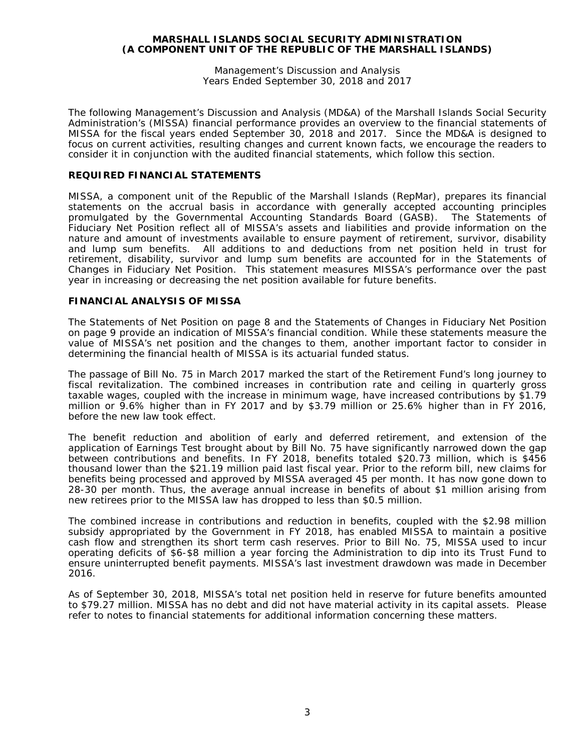**MARSHALL ISLANDS SOCIAL SECURITY ADMINISTRATION**
**(A COMPONENT UNIT OF THE REPUBLIC OF THE MARSHALL ISLANDS)**

Management's Discussion and Analysis
Years Ended September 30, 2018 and 2017

The following Management's Discussion and Analysis (MD&A) of the Marshall Islands Social Security Administration's (MISSA) financial performance provides an overview to the financial statements of MISSA for the fiscal years ended September 30, 2018 and 2017. Since the MD&A is designed to focus on current activities, resulting changes and current known facts, we encourage the readers to consider it in conjunction with the audited financial statements, which follow this section.

## REQUIRED FINANCIAL STATEMENTS

MISSA, a component unit of the Republic of the Marshall Islands (RepMar), prepares its financial statements on the accrual basis in accordance with generally accepted accounting principles promulgated by the Governmental Accounting Standards Board (GASB). The Statements of Fiduciary Net Position reflect all of MISSA's assets and liabilities and provide information on the nature and amount of investments available to ensure payment of retirement, survivor, disability and lump sum benefits. All additions to and deductions from net position held in trust for retirement, disability, survivor and lump sum benefits are accounted for in the Statements of Changes in Fiduciary Net Position. This statement measures MISSA's performance over the past year in increasing or decreasing the net position available for future benefits.

## FINANCIAL ANALYSIS OF MISSA

The Statements of Net Position on page 8 and the Statements of Changes in Fiduciary Net Position on page 9 provide an indication of MISSA's financial condition. While these statements measure the value of MISSA's net position and the changes to them, another important factor to consider in determining the financial health of MISSA is its actuarial funded status.

The passage of Bill No. 75 in March 2017 marked the start of the Retirement Fund's long journey to fiscal revitalization. The combined increases in contribution rate and ceiling in quarterly gross taxable wages, coupled with the increase in minimum wage, have increased contributions by $1.79 million or 9.6% higher than in FY 2017 and by $3.79 million or 25.6% higher than in FY 2016, before the new law took effect.

The benefit reduction and abolition of early and deferred retirement, and extension of the application of Earnings Test brought about by Bill No. 75 have significantly narrowed down the gap between contributions and benefits. In FY 2018, benefits totaled $20.73 million, which is $456 thousand lower than the $21.19 million paid last fiscal year. Prior to the reform bill, new claims for benefits being processed and approved by MISSA averaged 45 per month. It has now gone down to 28-30 per month. Thus, the average annual increase in benefits of about $1 million arising from new retirees prior to the MISSA law has dropped to less than $0.5 million.

The combined increase in contributions and reduction in benefits, coupled with the $2.98 million subsidy appropriated by the Government in FY 2018, has enabled MISSA to maintain a positive cash flow and strengthen its short term cash reserves. Prior to Bill No. 75, MISSA used to incur operating deficits of $6-$8 million a year forcing the Administration to dip into its Trust Fund to ensure uninterrupted benefit payments. MISSA's last investment drawdown was made in December 2016.

As of September 30, 2018, MISSA's total net position held in reserve for future benefits amounted to $79.27 million. MISSA has no debt and did not have material activity in its capital assets. Please refer to notes to financial statements for additional information concerning these matters.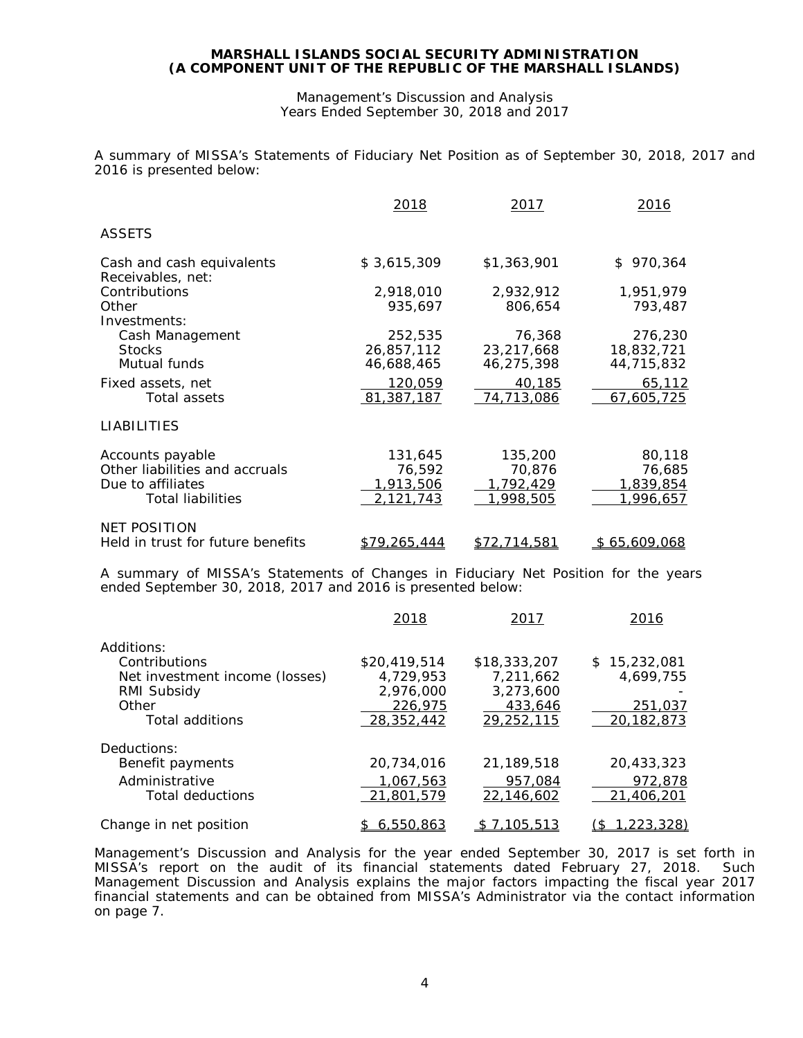**MARSHALL ISLANDS SOCIAL SECURITY ADMINISTRATION**
**(A COMPONENT UNIT OF THE REPUBLIC OF THE MARSHALL ISLANDS)**

Management's Discussion and Analysis
Years Ended September 30, 2018 and 2017

A summary of MISSA's Statements of Fiduciary Net Position as of September 30, 2018, 2017 and 2016 is presented below:

| | 2018 | 2017 | 2016 |
|---|---|---|---|
| ASSETS | | | |
| Cash and cash equivalents | $ 3,615,309 | $1,363,901 | $ 970,364 |
| Receivables, net: | | | |
| Contributions | 2,918,010 | 2,932,912 | 1,951,979 |
| Other | 935,697 | 806,654 | 793,487 |
| Investments: | | | |
| Cash Management | 252,535 | 76,368 | 276,230 |
| Stocks | 26,857,112 | 23,217,668 | 18,832,721 |
| Mutual funds | 46,688,465 | 46,275,398 | 44,715,832 |
| Fixed assets, net | 120,059 | 40,185 | 65,112 |
| Total assets | 81,387,187 | 74,713,086 | 67,605,725 |
| LIABILITIES | | | |
| Accounts payable | 131,645 | 135,200 | 80,118 |
| Other liabilities and accruals | 76,592 | 70,876 | 76,685 |
| Due to affiliates | 1,913,506 | 1,792,429 | 1,839,854 |
| Total liabilities | 2,121,743 | 1,998,505 | 1,996,657 |
| NET POSITION | | | |
| Held in trust for future benefits | $79,265,444 | $72,714,581 | $ 65,609,068 |

A summary of MISSA's Statements of Changes in Fiduciary Net Position for the years ended September 30, 2018, 2017 and 2016 is presented below:

| | 2018 | 2017 | 2016 |
|---|---|---|---|
| Additions: | | | |
| Contributions | $20,419,514 | $18,333,207 | $ 15,232,081 |
| Net investment income (losses) | 4,729,953 | 7,211,662 | 4,699,755 |
| RMI Subsidy | 2,976,000 | 3,273,600 | - |
| Other | 226,975 | 433,646 | 251,037 |
| Total additions | 28,352,442 | 29,252,115 | 20,182,873 |
| Deductions: | | | |
| Benefit payments | 20,734,016 | 21,189,518 | 20,433,323 |
| Administrative | 1,067,563 | 957,084 | 972,878 |
| Total deductions | 21,801,579 | 22,146,602 | 21,406,201 |
| Change in net position | $ 6,550,863 | $ 7,105,513 | ($ 1,223,328) |

Management's Discussion and Analysis for the year ended September 30, 2017 is set forth in MISSA's report on the audit of its financial statements dated February 27, 2018. Such Management Discussion and Analysis explains the major factors impacting the fiscal year 2017 financial statements and can be obtained from MISSA's Administrator via the contact information on page 7.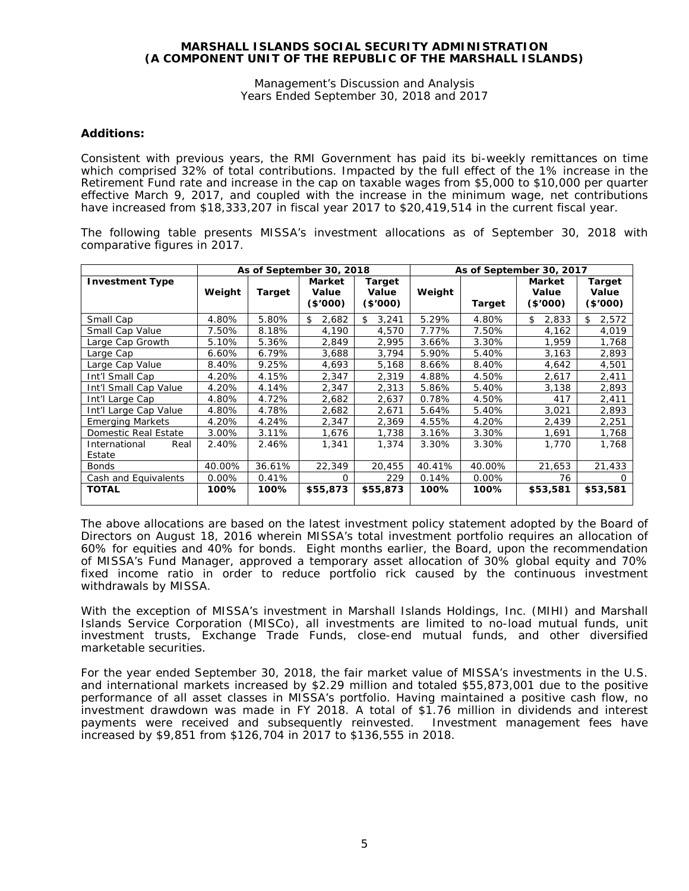## Additions:

Consistent with previous years, the RMI Government has paid its bi-weekly remittances on time which comprised 32% of total contributions. Impacted by the full effect of the 1% increase in the Retirement Fund rate and increase in the cap on taxable wages from $5,000 to $10,000 per quarter effective March 9, 2017, and coupled with the increase in the minimum wage, net contributions have increased from $18,333,207 in fiscal year 2017 to $20,419,514 in the current fiscal year.

The following table presents MISSA's investment allocations as of September 30, 2018 with comparative figures in 2017.

| | As of September 30, 2018 | | | | As of September 30, 2017 | | | |
|---|---|---|---|---|---|---|---|---|
| **Investment Type** | **Weight** | **Target** | **Market Value ($'000)** | **Target Value ($'000)** | **Weight** | **Target** | **Market Value ($'000)** | **Target Value ($'000)** |
| Small Cap | 4.80% | 5.80% | $ 2,682 | $ 3,241 | 5.29% | 4.80% | $ 2,833 | $ 2,572 |
| Small Cap Value | 7.50% | 8.18% | 4,190 | 4,570 | 7.77% | 7.50% | 4,162 | 4,019 |
| Large Cap Growth | 5.10% | 5.36% | 2,849 | 2,995 | 3.66% | 3.30% | 1,959 | 1,768 |
| Large Cap | 6.60% | 6.79% | 3,688 | 3,794 | 5.90% | 5.40% | 3,163 | 2,893 |
| Large Cap Value | 8.40% | 9.25% | 4,693 | 5,168 | 8.66% | 8.40% | 4,642 | 4,501 |
| Int'l Small Cap | 4.20% | 4.15% | 2,347 | 2,319 | 4.88% | 4.50% | 2,617 | 2,411 |
| Int'l Small Cap Value | 4.20% | 4.14% | 2,347 | 2,313 | 5.86% | 5.40% | 3,138 | 2,893 |
| Int'l Large Cap | 4.80% | 4.72% | 2,682 | 2,637 | 0.78% | 4.50% | 417 | 2,411 |
| Int'l Large Cap Value | 4.80% | 4.78% | 2,682 | 2,671 | 5.64% | 5.40% | 3,021 | 2,893 |
| Emerging Markets | 4.20% | 4.24% | 2,347 | 2,369 | 4.55% | 4.20% | 2,439 | 2,251 |
| Domestic Real Estate | 3.00% | 3.11% | 1,676 | 1,738 | 3.16% | 3.30% | 1,691 | 1,768 |
| International Real Estate | 2.40% | 2.46% | 1,341 | 1,374 | 3.30% | 3.30% | 1,770 | 1,768 |
| Bonds | 40.00% | 36.61% | 22,349 | 20,455 | 40.41% | 40.00% | 21,653 | 21,433 |
| Cash and Equivalents | 0.00% | 0.41% | 0 | 229 | 0.14% | 0.00% | 76 | 0 |
| **TOTAL** | **100%** | **100%** | **$55,873** | **$55,873** | **100%** | **100%** | **$53,581** | **$53,581** |

The above allocations are based on the latest investment policy statement adopted by the Board of Directors on August 18, 2016 wherein MISSA's total investment portfolio requires an allocation of 60% for equities and 40% for bonds. Eight months earlier, the Board, upon the recommendation of MISSA's Fund Manager, approved a temporary asset allocation of 30% global equity and 70% fixed income ratio in order to reduce portfolio rick caused by the continuous investment withdrawals by MISSA.

With the exception of MISSA's investment in Marshall Islands Holdings, Inc. (MIHI) and Marshall Islands Service Corporation (MISCo), all investments are limited to no-load mutual funds, unit investment trusts, Exchange Trade Funds, close-end mutual funds, and other diversified marketable securities.

For the year ended September 30, 2018, the fair market value of MISSA's investments in the U.S. and international markets increased by $2.29 million and totaled $55,873,001 due to the positive performance of all asset classes in MISSA's portfolio. Having maintained a positive cash flow, no investment drawdown was made in FY 2018. A total of $1.76 million in dividends and interest payments were received and subsequently reinvested. Investment management fees have increased by $9,851 from $126,704 in 2017 to $136,555 in 2018.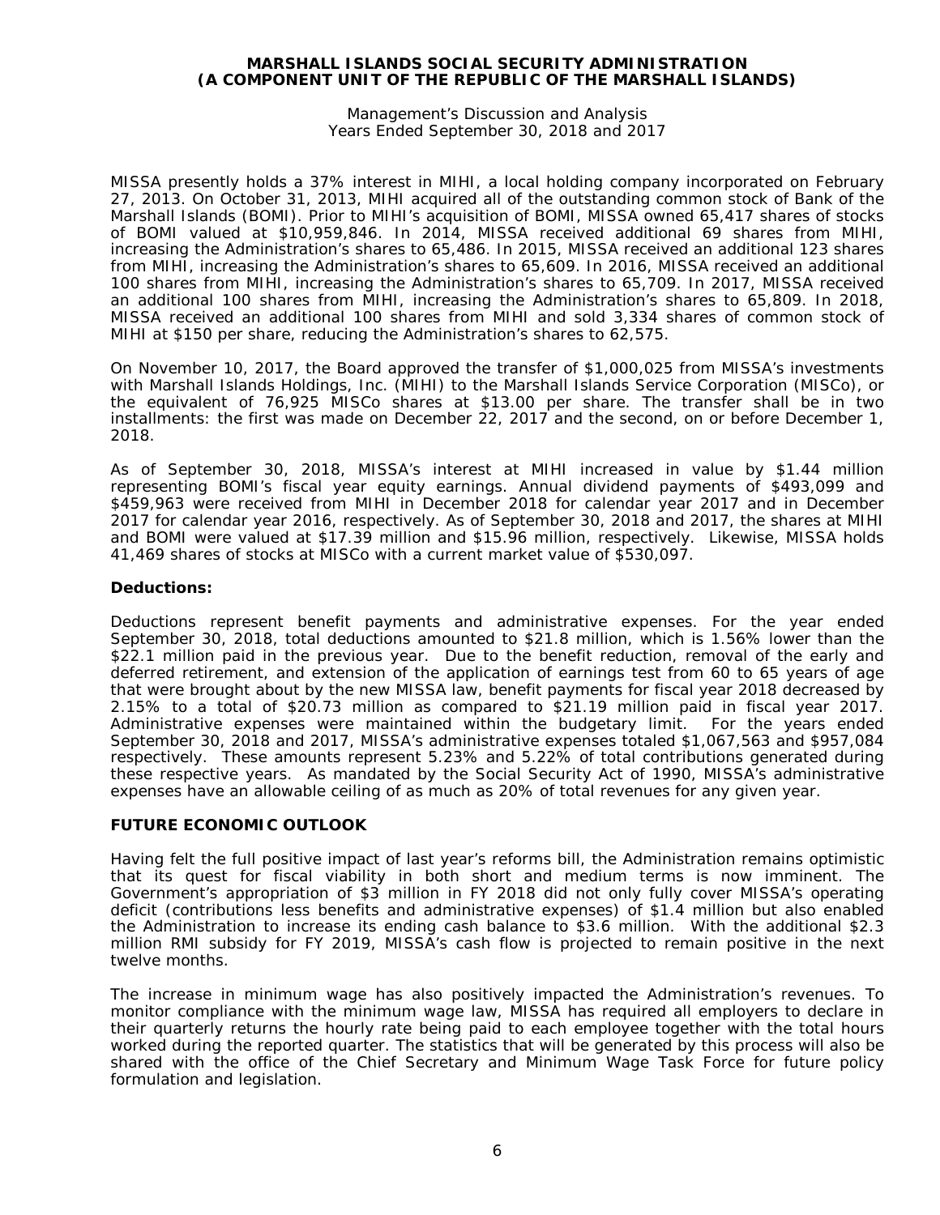MISSA presently holds a 37% interest in MIHI, a local holding company incorporated on February 27, 2013. On October 31, 2013, MIHI acquired all of the outstanding common stock of Bank of the Marshall Islands (BOMI). Prior to MIHI's acquisition of BOMI, MISSA owned 65,417 shares of stocks of BOMI valued at $10,959,846. In 2014, MISSA received additional 69 shares from MIHI, increasing the Administration's shares to 65,486. In 2015, MISSA received an additional 123 shares from MIHI, increasing the Administration's shares to 65,609. In 2016, MISSA received an additional 100 shares from MIHI, increasing the Administration's shares to 65,709. In 2017, MISSA received an additional 100 shares from MIHI, increasing the Administration's shares to 65,809. In 2018, MISSA received an additional 100 shares from MIHI and sold 3,334 shares of common stock of MIHI at $150 per share, reducing the Administration's shares to 62,575.

On November 10, 2017, the Board approved the transfer of $1,000,025 from MISSA's investments with Marshall Islands Holdings, Inc. (MIHI) to the Marshall Islands Service Corporation (MISCo), or the equivalent of 76,925 MISCo shares at $13.00 per share. The transfer shall be in two installments: the first was made on December 22, 2017 and the second, on or before December 1, 2018.

As of September 30, 2018, MISSA's interest at MIHI increased in value by $1.44 million representing BOMI's fiscal year equity earnings. Annual dividend payments of $493,099 and $459,963 were received from MIHI in December 2018 for calendar year 2017 and in December 2017 for calendar year 2016, respectively. As of September 30, 2018 and 2017, the shares at MIHI and BOMI were valued at $17.39 million and $15.96 million, respectively. Likewise, MISSA holds 41,469 shares of stocks at MISCo with a current market value of $530,097.

**Deductions:**

Deductions represent benefit payments and administrative expenses. For the year ended September 30, 2018, total deductions amounted to $21.8 million, which is 1.56% lower than the $22.1 million paid in the previous year. Due to the benefit reduction, removal of the early and deferred retirement, and extension of the application of earnings test from 60 to 65 years of age that were brought about by the new MISSA law, benefit payments for fiscal year 2018 decreased by 2.15% to a total of $20.73 million as compared to $21.19 million paid in fiscal year 2017. Administrative expenses were maintained within the budgetary limit. For the years ended September 30, 2018 and 2017, MISSA's administrative expenses totaled $1,067,563 and $957,084 respectively. These amounts represent 5.23% and 5.22% of total contributions generated during these respective years. As mandated by the Social Security Act of 1990, MISSA's administrative expenses have an allowable ceiling of as much as 20% of total revenues for any given year.

## FUTURE ECONOMIC OUTLOOK

Having felt the full positive impact of last year's reforms bill, the Administration remains optimistic that its quest for fiscal viability in both short and medium terms is now imminent. The Government's appropriation of $3 million in FY 2018 did not only fully cover MISSA's operating deficit (contributions less benefits and administrative expenses) of $1.4 million but also enabled the Administration to increase its ending cash balance to $3.6 million. With the additional $2.3 million RMI subsidy for FY 2019, MISSA's cash flow is projected to remain positive in the next twelve months.

The increase in minimum wage has also positively impacted the Administration's revenues. To monitor compliance with the minimum wage law, MISSA has required all employers to declare in their quarterly returns the hourly rate being paid to each employee together with the total hours worked during the reported quarter. The statistics that will be generated by this process will also be shared with the office of the Chief Secretary and Minimum Wage Task Force for future policy formulation and legislation.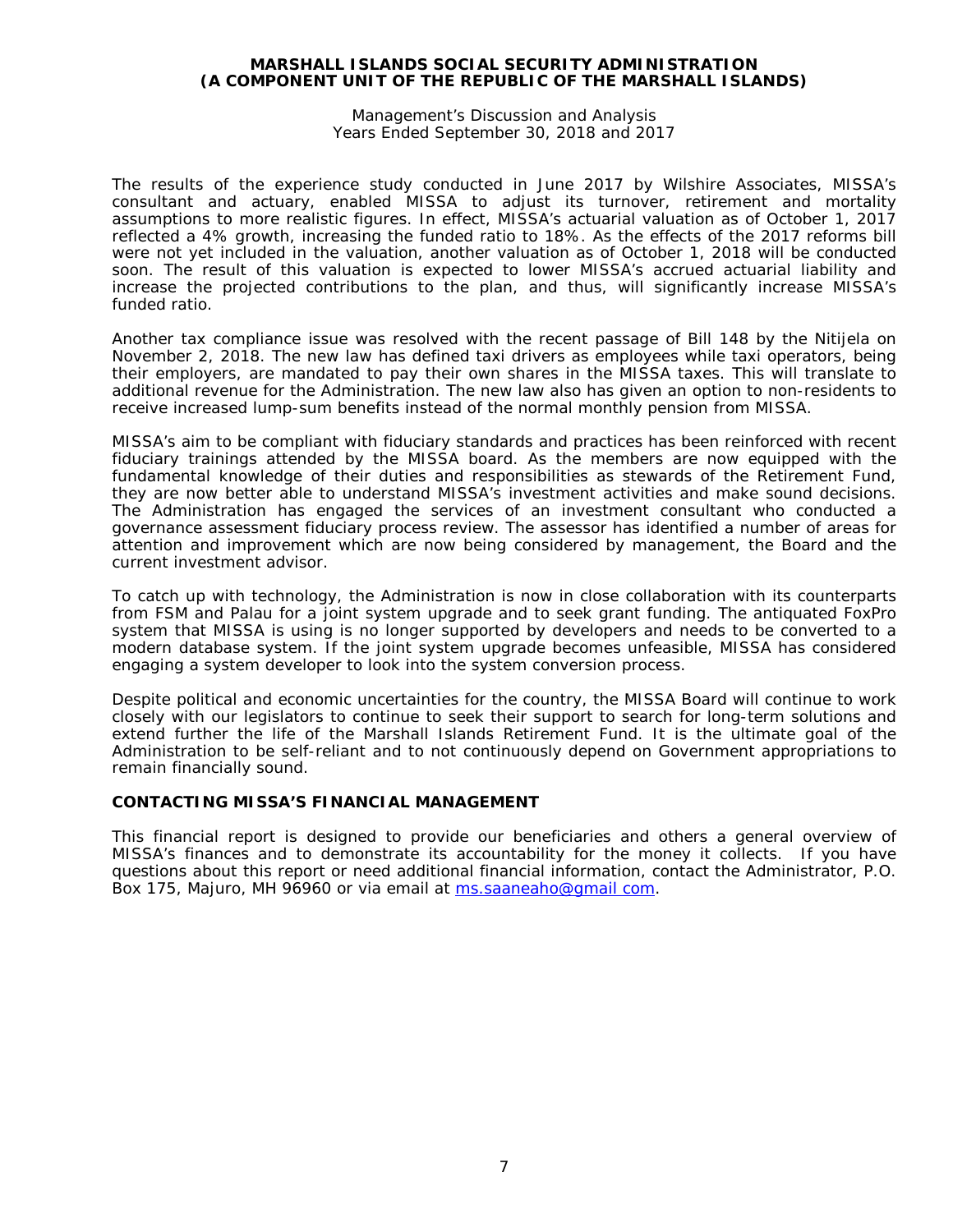The results of the experience study conducted in June 2017 by Wilshire Associates, MISSA's consultant and actuary, enabled MISSA to adjust its turnover, retirement and mortality assumptions to more realistic figures. In effect, MISSA's actuarial valuation as of October 1, 2017 reflected a 4% growth, increasing the funded ratio to 18%. As the effects of the 2017 reforms bill were not yet included in the valuation, another valuation as of October 1, 2018 will be conducted soon. The result of this valuation is expected to lower MISSA's accrued actuarial liability and increase the projected contributions to the plan, and thus, will significantly increase MISSA's funded ratio.

Another tax compliance issue was resolved with the recent passage of Bill 148 by the Nitijela on November 2, 2018. The new law has defined taxi drivers as employees while taxi operators, being their employers, are mandated to pay their own shares in the MISSA taxes. This will translate to additional revenue for the Administration. The new law also has given an option to non-residents to receive increased lump-sum benefits instead of the normal monthly pension from MISSA.

MISSA's aim to be compliant with fiduciary standards and practices has been reinforced with recent fiduciary trainings attended by the MISSA board. As the members are now equipped with the fundamental knowledge of their duties and responsibilities as stewards of the Retirement Fund, they are now better able to understand MISSA's investment activities and make sound decisions. The Administration has engaged the services of an investment consultant who conducted a governance assessment fiduciary process review. The assessor has identified a number of areas for attention and improvement which are now being considered by management, the Board and the current investment advisor.

To catch up with technology, the Administration is now in close collaboration with its counterparts from FSM and Palau for a joint system upgrade and to seek grant funding. The antiquated FoxPro system that MISSA is using is no longer supported by developers and needs to be converted to a modern database system. If the joint system upgrade becomes unfeasible, MISSA has considered engaging a system developer to look into the system conversion process.

Despite political and economic uncertainties for the country, the MISSA Board will continue to work closely with our legislators to continue to seek their support to search for long-term solutions and extend further the life of the Marshall Islands Retirement Fund. It is the ultimate goal of the Administration to be self-reliant and to not continuously depend on Government appropriations to remain financially sound.

## CONTACTING MISSA'S FINANCIAL MANAGEMENT

This financial report is designed to provide our beneficiaries and others a general overview of MISSA's finances and to demonstrate its accountability for the money it collects. If you have questions about this report or need additional financial information, contact the Administrator, P.O. Box 175, Majuro, MH 96960 or via email at ms.saaneaho@gmail com.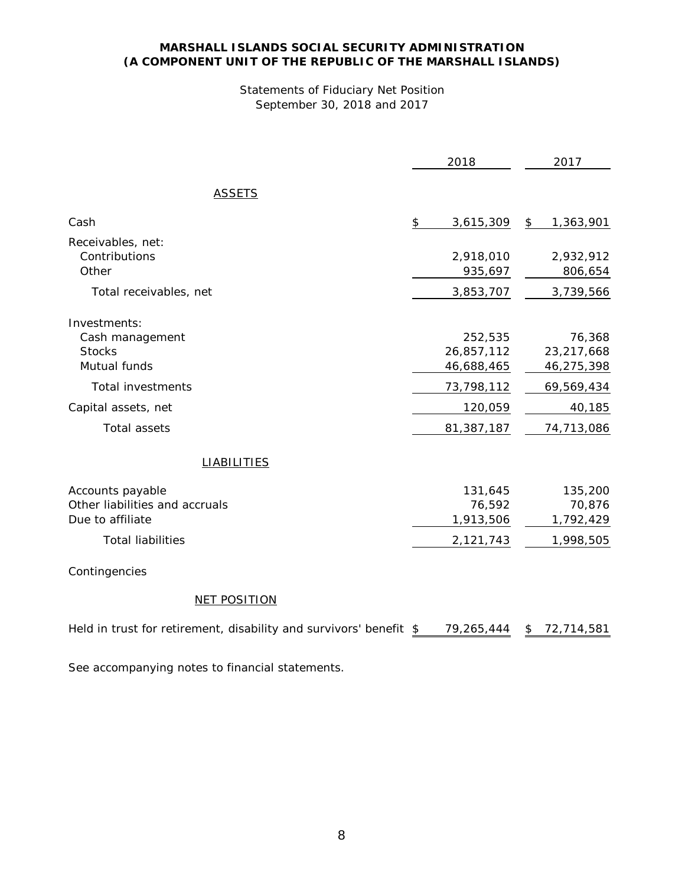**MARSHALL ISLANDS SOCIAL SECURITY ADMINISTRATION**
**(A COMPONENT UNIT OF THE REPUBLIC OF THE MARSHALL ISLANDS)**

Statements of Fiduciary Net Position
September 30, 2018 and 2017

| | 2018 | 2017 |
|---|---|---|
| **ASSETS** | | |
| Cash | $ 3,615,309 | $ 1,363,901 |
| Receivables, net: | | |
| Contributions | 2,918,010 | 2,932,912 |
| Other | 935,697 | 806,654 |
| Total receivables, net | 3,853,707 | 3,739,566 |
| Investments: | | |
| Cash management | 252,535 | 76,368 |
| Stocks | 26,857,112 | 23,217,668 |
| Mutual funds | 46,688,465 | 46,275,398 |
| Total investments | 73,798,112 | 69,569,434 |
| Capital assets, net | 120,059 | 40,185 |
| Total assets | 81,387,187 | 74,713,086 |
| **LIABILITIES** | | |
| Accounts payable | 131,645 | 135,200 |
| Other liabilities and accruals | 76,592 | 70,876 |
| Due to affiliate | 1,913,506 | 1,792,429 |
| Total liabilities | 2,121,743 | 1,998,505 |
| Contingencies | | |
| **NET POSITION** | | |
| Held in trust for retirement, disability and survivors' benefit | $ 79,265,444 | $ 72,714,581 |

See accompanying notes to financial statements.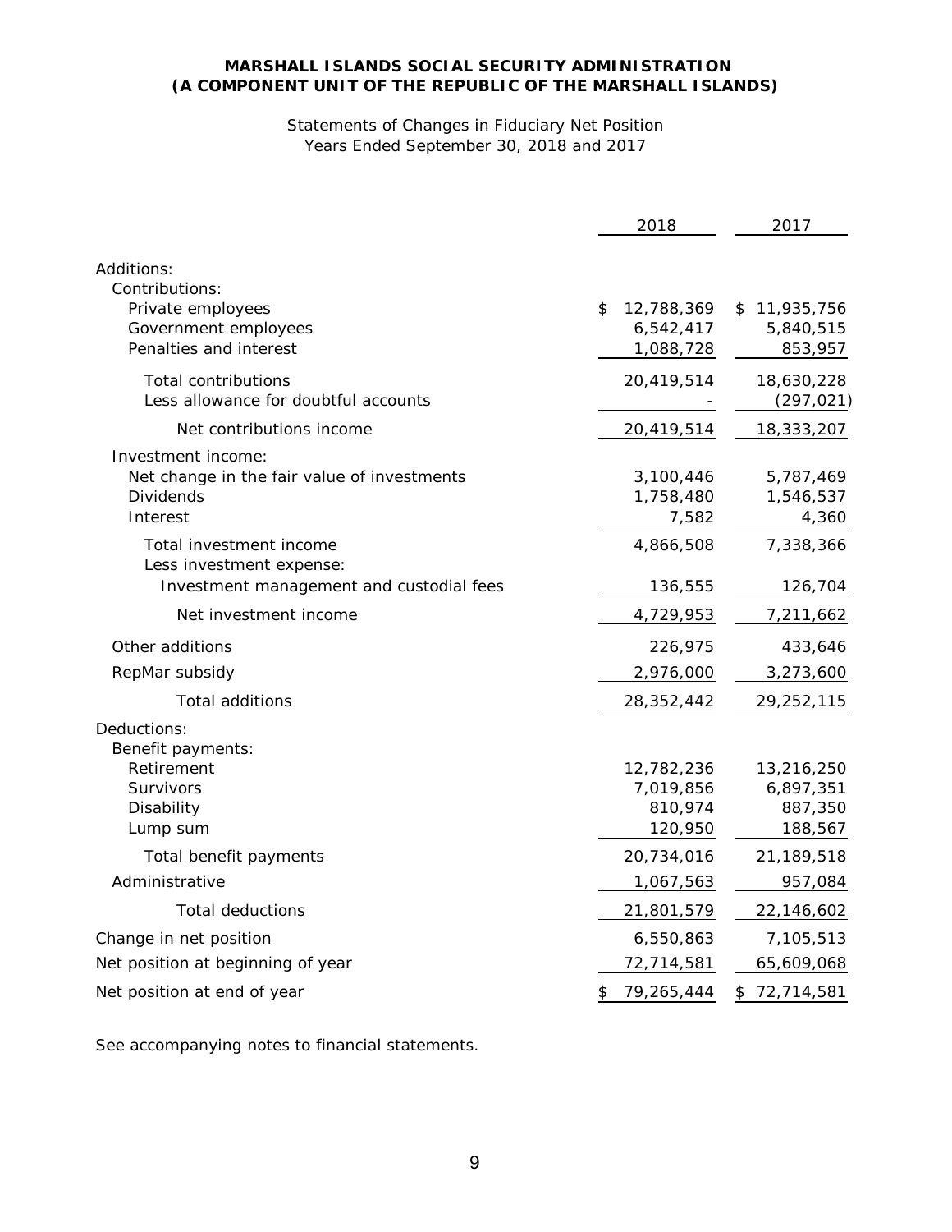**MARSHALL ISLANDS SOCIAL SECURITY ADMINISTRATION**
**(A COMPONENT UNIT OF THE REPUBLIC OF THE MARSHALL ISLANDS)**

Statements of Changes in Fiduciary Net Position
Years Ended September 30, 2018 and 2017

| | 2018 | 2017 |
|---|---|---|
| Additions: | | |
| Contributions: | | |
| Private employees | $ 12,788,369 | $ 11,935,756 |
| Government employees | 6,542,417 | 5,840,515 |
| Penalties and interest | 1,088,728 | 853,957 |
| Total contributions | 20,419,514 | 18,630,228 |
| Less allowance for doubtful accounts | - | (297,021) |
| Net contributions income | 20,419,514 | 18,333,207 |
| Investment income: | | |
| Net change in the fair value of investments | 3,100,446 | 5,787,469 |
| Dividends | 1,758,480 | 1,546,537 |
| Interest | 7,582 | 4,360 |
| Total investment income | 4,866,508 | 7,338,366 |
| Less investment expense: | | |
| Investment management and custodial fees | 136,555 | 126,704 |
| Net investment income | 4,729,953 | 7,211,662 |
| Other additions | 226,975 | 433,646 |
| RepMar subsidy | 2,976,000 | 3,273,600 |
| Total additions | 28,352,442 | 29,252,115 |
| Deductions: | | |
| Benefit payments: | | |
| Retirement | 12,782,236 | 13,216,250 |
| Survivors | 7,019,856 | 6,897,351 |
| Disability | 810,974 | 887,350 |
| Lump sum | 120,950 | 188,567 |
| Total benefit payments | 20,734,016 | 21,189,518 |
| Administrative | 1,067,563 | 957,084 |
| Total deductions | 21,801,579 | 22,146,602 |
| Change in net position | 6,550,863 | 7,105,513 |
| Net position at beginning of year | 72,714,581 | 65,609,068 |
| Net position at end of year | $ 79,265,444 | $ 72,714,581 |

See accompanying notes to financial statements.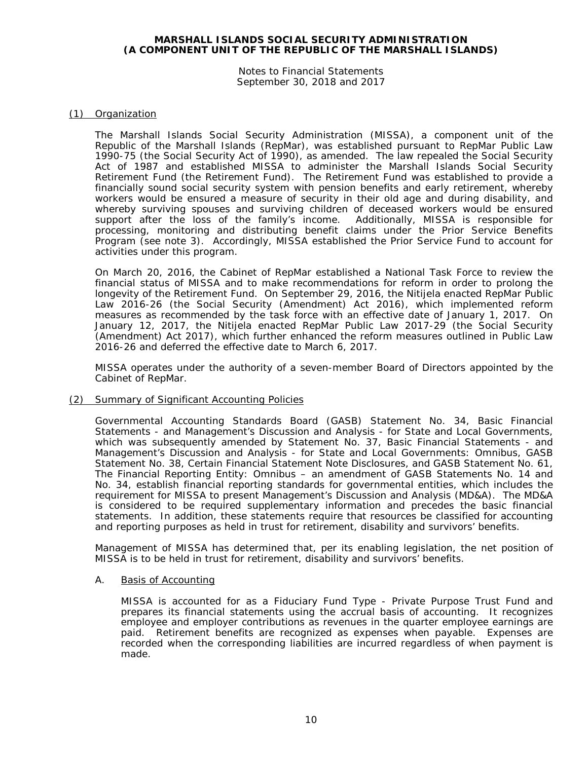## (1) Organization

The Marshall Islands Social Security Administration (MISSA), a component unit of the Republic of the Marshall Islands (RepMar), was established pursuant to RepMar Public Law 1990-75 (the Social Security Act of 1990), as amended. The law repealed the Social Security Act of 1987 and established MISSA to administer the Marshall Islands Social Security Retirement Fund (the Retirement Fund). The Retirement Fund was established to provide a financially sound social security system with pension benefits and early retirement, whereby workers would be ensured a measure of security in their old age and during disability, and whereby surviving spouses and surviving children of deceased workers would be ensured support after the loss of the family's income. Additionally, MISSA is responsible for processing, monitoring and distributing benefit claims under the Prior Service Benefits Program (see note 3). Accordingly, MISSA established the Prior Service Fund to account for activities under this program.

On March 20, 2016, the Cabinet of RepMar established a National Task Force to review the financial status of MISSA and to make recommendations for reform in order to prolong the longevity of the Retirement Fund. On September 29, 2016, the Nitijela enacted RepMar Public Law 2016-26 (the Social Security (Amendment) Act 2016), which implemented reform measures as recommended by the task force with an effective date of January 1, 2017. On January 12, 2017, the Nitijela enacted RepMar Public Law 2017-29 (the Social Security (Amendment) Act 2017), which further enhanced the reform measures outlined in Public Law 2016-26 and deferred the effective date to March 6, 2017.

MISSA operates under the authority of a seven-member Board of Directors appointed by the Cabinet of RepMar.

## (2) Summary of Significant Accounting Policies

Governmental Accounting Standards Board (GASB) Statement No. 34, Basic Financial Statements - and Management's Discussion and Analysis - for State and Local Governments, which was subsequently amended by Statement No. 37, Basic Financial Statements - and Management's Discussion and Analysis - for State and Local Governments: Omnibus, GASB Statement No. 38, Certain Financial Statement Note Disclosures, and GASB Statement No. 61, The Financial Reporting Entity: Omnibus – an amendment of GASB Statements No. 14 and No. 34, establish financial reporting standards for governmental entities, which includes the requirement for MISSA to present Management's Discussion and Analysis (MD&A). The MD&A is considered to be required supplementary information and precedes the basic financial statements. In addition, these statements require that resources be classified for accounting and reporting purposes as held in trust for retirement, disability and survivors' benefits.

Management of MISSA has determined that, per its enabling legislation, the net position of MISSA is to be held in trust for retirement, disability and survivors' benefits.

### A. Basis of Accounting

MISSA is accounted for as a Fiduciary Fund Type - Private Purpose Trust Fund and prepares its financial statements using the accrual basis of accounting. It recognizes employee and employer contributions as revenues in the quarter employee earnings are paid. Retirement benefits are recognized as expenses when payable. Expenses are recorded when the corresponding liabilities are incurred regardless of when payment is made.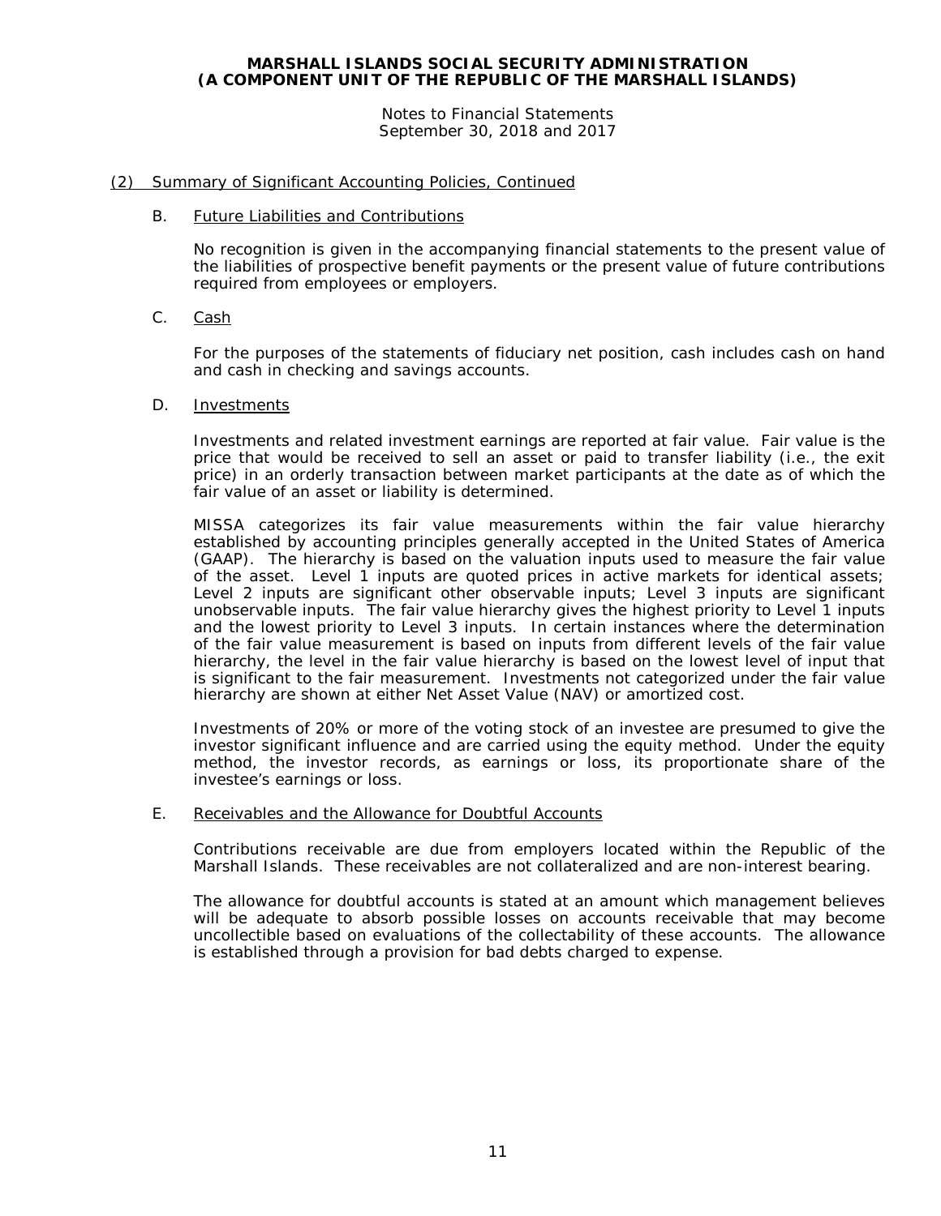## (2) Summary of Significant Accounting Policies, Continued

### B. Future Liabilities and Contributions

No recognition is given in the accompanying financial statements to the present value of the liabilities of prospective benefit payments or the present value of future contributions required from employees or employers.

### C. Cash

For the purposes of the statements of fiduciary net position, cash includes cash on hand and cash in checking and savings accounts.

### D. Investments

Investments and related investment earnings are reported at fair value. Fair value is the price that would be received to sell an asset or paid to transfer liability (i.e., the exit price) in an orderly transaction between market participants at the date as of which the fair value of an asset or liability is determined.

MISSA categorizes its fair value measurements within the fair value hierarchy established by accounting principles generally accepted in the United States of America (GAAP). The hierarchy is based on the valuation inputs used to measure the fair value of the asset. Level 1 inputs are quoted prices in active markets for identical assets; Level 2 inputs are significant other observable inputs; Level 3 inputs are significant unobservable inputs. The fair value hierarchy gives the highest priority to Level 1 inputs and the lowest priority to Level 3 inputs. In certain instances where the determination of the fair value measurement is based on inputs from different levels of the fair value hierarchy, the level in the fair value hierarchy is based on the lowest level of input that is significant to the fair measurement. Investments not categorized under the fair value hierarchy are shown at either Net Asset Value (NAV) or amortized cost.

Investments of 20% or more of the voting stock of an investee are presumed to give the investor significant influence and are carried using the equity method. Under the equity method, the investor records, as earnings or loss, its proportionate share of the investee's earnings or loss.

### E. Receivables and the Allowance for Doubtful Accounts

Contributions receivable are due from employers located within the Republic of the Marshall Islands. These receivables are not collateralized and are non-interest bearing.

The allowance for doubtful accounts is stated at an amount which management believes will be adequate to absorb possible losses on accounts receivable that may become uncollectible based on evaluations of the collectability of these accounts. The allowance is established through a provision for bad debts charged to expense.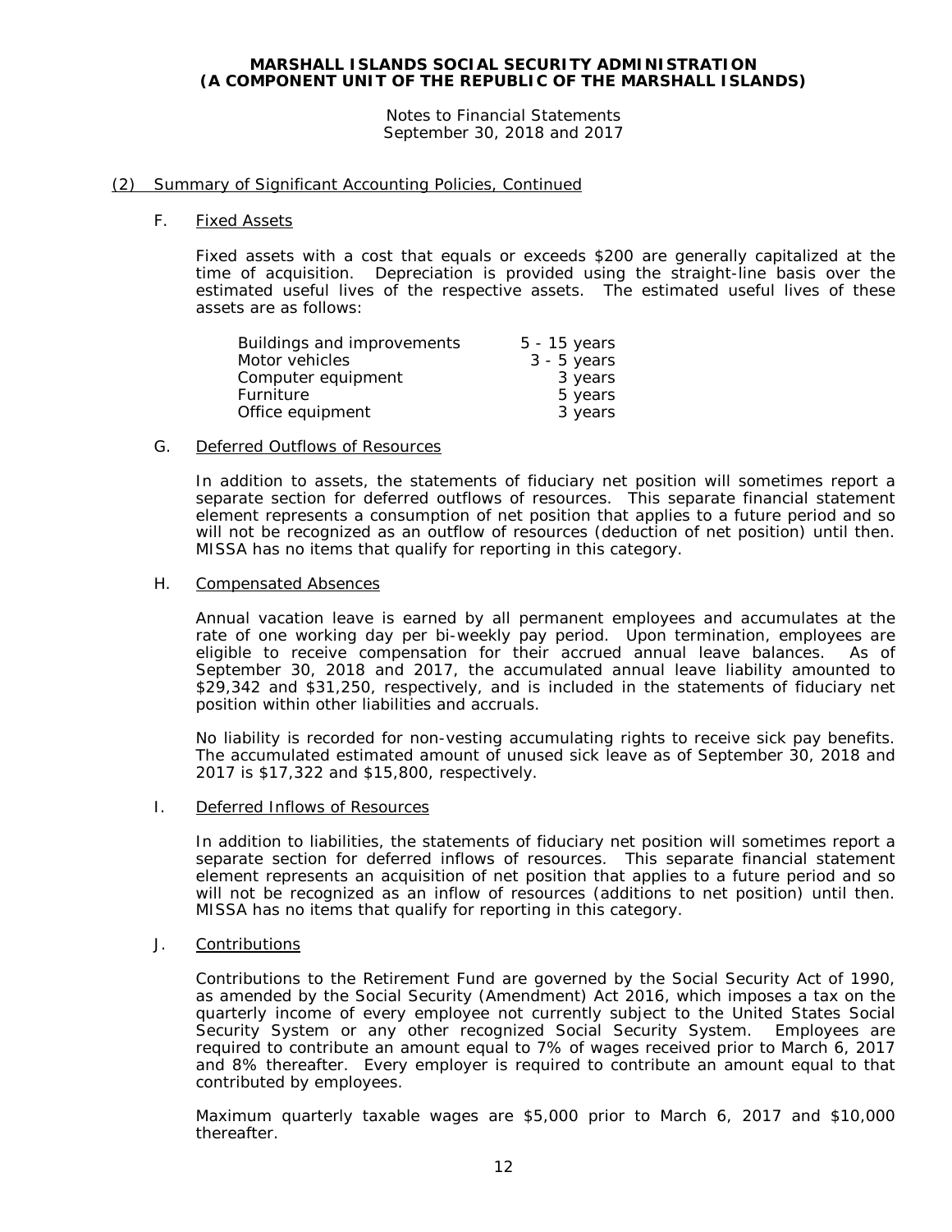**MARSHALL ISLANDS SOCIAL SECURITY ADMINISTRATION**
**(A COMPONENT UNIT OF THE REPUBLIC OF THE MARSHALL ISLANDS)**

Notes to Financial Statements
September 30, 2018 and 2017

## (2) Summary of Significant Accounting Policies, Continued

### F. Fixed Assets

Fixed assets with a cost that equals or exceeds $200 are generally capitalized at the time of acquisition. Depreciation is provided using the straight-line basis over the estimated useful lives of the respective assets. The estimated useful lives of these assets are as follows:

| | |
|---|---|
| Buildings and improvements | 5 - 15 years |
| Motor vehicles | 3 - 5 years |
| Computer equipment | 3 years |
| Furniture | 5 years |
| Office equipment | 3 years |

### G. Deferred Outflows of Resources

In addition to assets, the statements of fiduciary net position will sometimes report a separate section for deferred outflows of resources. This separate financial statement element represents a consumption of net position that applies to a future period and so will not be recognized as an outflow of resources (deduction of net position) until then. MISSA has no items that qualify for reporting in this category.

### H. Compensated Absences

Annual vacation leave is earned by all permanent employees and accumulates at the rate of one working day per bi-weekly pay period. Upon termination, employees are eligible to receive compensation for their accrued annual leave balances. As of September 30, 2018 and 2017, the accumulated annual leave liability amounted to $29,342 and $31,250, respectively, and is included in the statements of fiduciary net position within other liabilities and accruals.

No liability is recorded for non-vesting accumulating rights to receive sick pay benefits. The accumulated estimated amount of unused sick leave as of September 30, 2018 and 2017 is $17,322 and $15,800, respectively.

### I. Deferred Inflows of Resources

In addition to liabilities, the statements of fiduciary net position will sometimes report a separate section for deferred inflows of resources. This separate financial statement element represents an acquisition of net position that applies to a future period and so will not be recognized as an inflow of resources (additions to net position) until then. MISSA has no items that qualify for reporting in this category.

### J. Contributions

Contributions to the Retirement Fund are governed by the Social Security Act of 1990, as amended by the Social Security (Amendment) Act 2016, which imposes a tax on the quarterly income of every employee not currently subject to the United States Social Security System or any other recognized Social Security System. Employees are required to contribute an amount equal to 7% of wages received prior to March 6, 2017 and 8% thereafter. Every employer is required to contribute an amount equal to that contributed by employees.

Maximum quarterly taxable wages are $5,000 prior to March 6, 2017 and $10,000 thereafter.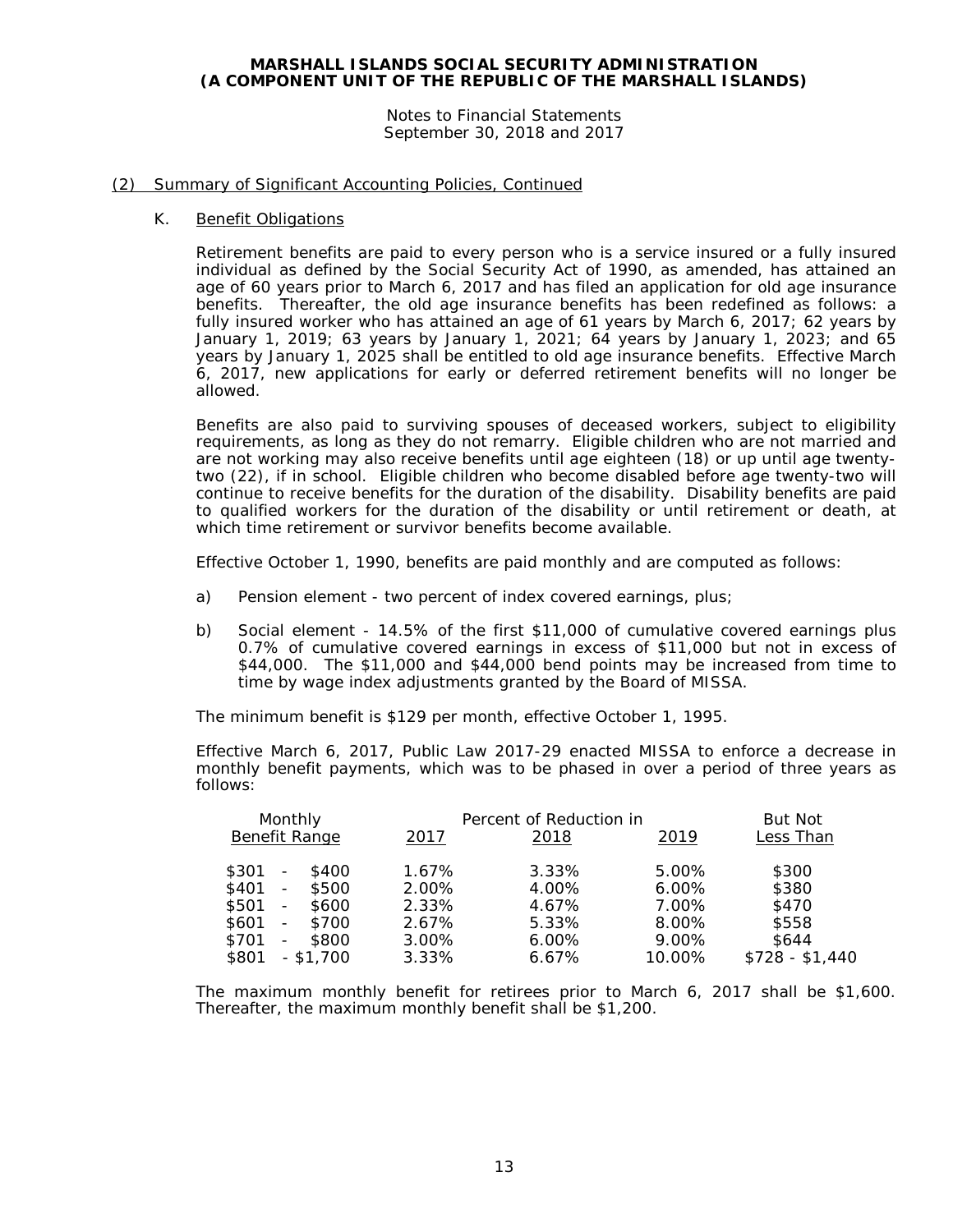## (2) Summary of Significant Accounting Policies, Continued

### K. Benefit Obligations

Retirement benefits are paid to every person who is a service insured or a fully insured individual as defined by the Social Security Act of 1990, as amended, has attained an age of 60 years prior to March 6, 2017 and has filed an application for old age insurance benefits. Thereafter, the old age insurance benefits has been redefined as follows: a fully insured worker who has attained an age of 61 years by March 6, 2017; 62 years by January 1, 2019; 63 years by January 1, 2021; 64 years by January 1, 2023; and 65 years by January 1, 2025 shall be entitled to old age insurance benefits. Effective March 6, 2017, new applications for early or deferred retirement benefits will no longer be allowed.

Benefits are also paid to surviving spouses of deceased workers, subject to eligibility requirements, as long as they do not remarry. Eligible children who are not married and are not working may also receive benefits until age eighteen (18) or up until age twenty-two (22), if in school. Eligible children who become disabled before age twenty-two will continue to receive benefits for the duration of the disability. Disability benefits are paid to qualified workers for the duration of the disability or until retirement or death, at which time retirement or survivor benefits become available.

Effective October 1, 1990, benefits are paid monthly and are computed as follows:

a) Pension element - two percent of index covered earnings, plus;

b) Social element - 14.5% of the first $11,000 of cumulative covered earnings plus 0.7% of cumulative covered earnings in excess of $11,000 but not in excess of $44,000. The $11,000 and $44,000 bend points may be increased from time to time by wage index adjustments granted by the Board of MISSA.

The minimum benefit is $129 per month, effective October 1, 1995.

Effective March 6, 2017, Public Law 2017-29 enacted MISSA to enforce a decrease in monthly benefit payments, which was to be phased in over a period of three years as follows:

| Monthly Benefit Range | Percent of Reduction in 2017 | 2018 | 2019 | But Not Less Than |
|---|---|---|---|---|
| $301 - $400 | 1.67% | 3.33% | 5.00% | $300 |
| $401 - $500 | 2.00% | 4.00% | 6.00% | $380 |
| $501 - $600 | 2.33% | 4.67% | 7.00% | $470 |
| $601 - $700 | 2.67% | 5.33% | 8.00% | $558 |
| $701 - $800 | 3.00% | 6.00% | 9.00% | $644 |
| $801 - $1,700 | 3.33% | 6.67% | 10.00% | $728 - $1,440 |

The maximum monthly benefit for retirees prior to March 6, 2017 shall be $1,600. Thereafter, the maximum monthly benefit shall be $1,200.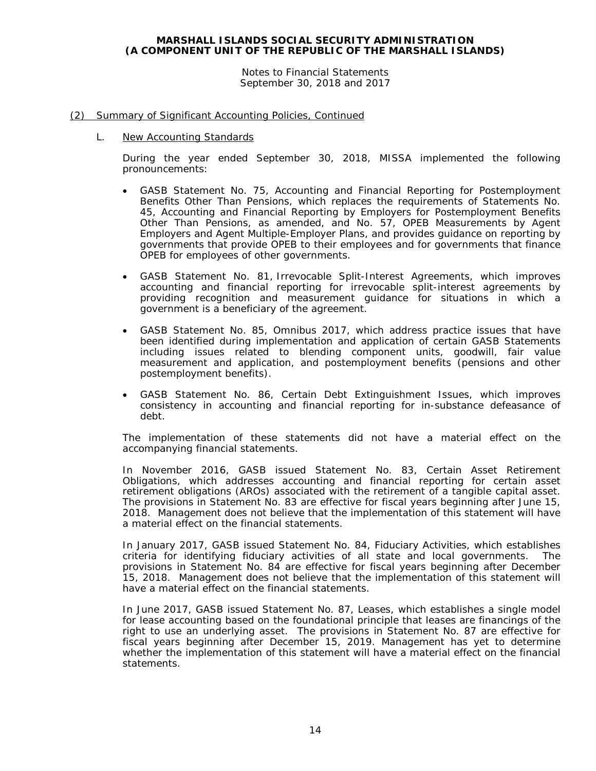## (2) Summary of Significant Accounting Policies, Continued

### L. New Accounting Standards

During the year ended September 30, 2018, MISSA implemented the following pronouncements:

- GASB Statement No. 75, Accounting and Financial Reporting for Postemployment Benefits Other Than Pensions, which replaces the requirements of Statements No. 45, Accounting and Financial Reporting by Employers for Postemployment Benefits Other Than Pensions, as amended, and No. 57, OPEB Measurements by Agent Employers and Agent Multiple-Employer Plans, and provides guidance on reporting by governments that provide OPEB to their employees and for governments that finance OPEB for employees of other governments.

- GASB Statement No. 81, Irrevocable Split-Interest Agreements, which improves accounting and financial reporting for irrevocable split-interest agreements by providing recognition and measurement guidance for situations in which a government is a beneficiary of the agreement.

- GASB Statement No. 85, Omnibus 2017, which address practice issues that have been identified during implementation and application of certain GASB Statements including issues related to blending component units, goodwill, fair value measurement and application, and postemployment benefits (pensions and other postemployment benefits).

- GASB Statement No. 86, Certain Debt Extinguishment Issues, which improves consistency in accounting and financial reporting for in-substance defeasance of debt.

The implementation of these statements did not have a material effect on the accompanying financial statements.

In November 2016, GASB issued Statement No. 83, Certain Asset Retirement Obligations, which addresses accounting and financial reporting for certain asset retirement obligations (AROs) associated with the retirement of a tangible capital asset. The provisions in Statement No. 83 are effective for fiscal years beginning after June 15, 2018. Management does not believe that the implementation of this statement will have a material effect on the financial statements.

In January 2017, GASB issued Statement No. 84, Fiduciary Activities, which establishes criteria for identifying fiduciary activities of all state and local governments. The provisions in Statement No. 84 are effective for fiscal years beginning after December 15, 2018. Management does not believe that the implementation of this statement will have a material effect on the financial statements.

In June 2017, GASB issued Statement No. 87, Leases, which establishes a single model for lease accounting based on the foundational principle that leases are financings of the right to use an underlying asset. The provisions in Statement No. 87 are effective for fiscal years beginning after December 15, 2019. Management has yet to determine whether the implementation of this statement will have a material effect on the financial statements.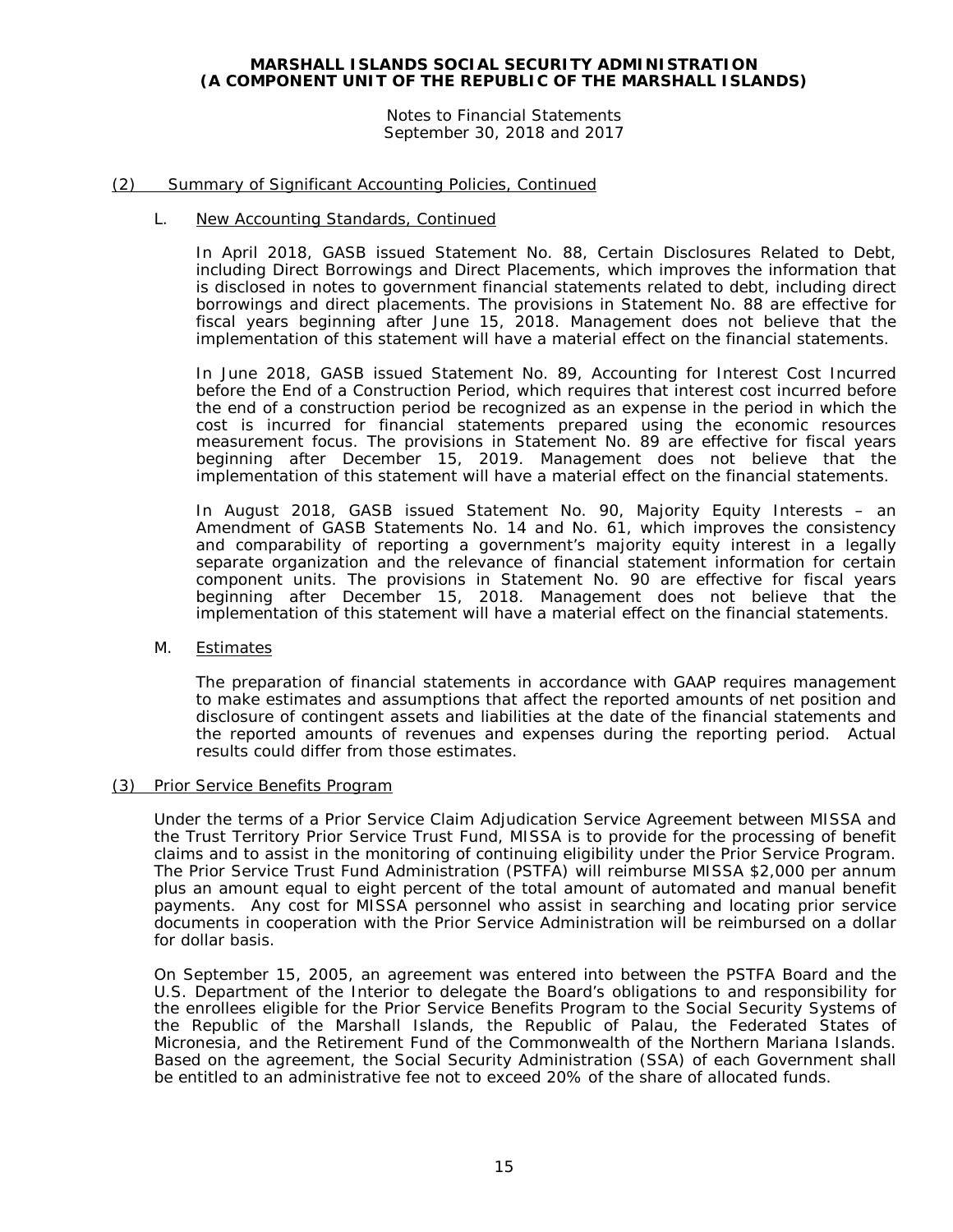## (2) Summary of Significant Accounting Policies, Continued

### L. New Accounting Standards, Continued

In April 2018, GASB issued Statement No. 88, Certain Disclosures Related to Debt, including Direct Borrowings and Direct Placements, which improves the information that is disclosed in notes to government financial statements related to debt, including direct borrowings and direct placements. The provisions in Statement No. 88 are effective for fiscal years beginning after June 15, 2018. Management does not believe that the implementation of this statement will have a material effect on the financial statements.

In June 2018, GASB issued Statement No. 89, Accounting for Interest Cost Incurred before the End of a Construction Period, which requires that interest cost incurred before the end of a construction period be recognized as an expense in the period in which the cost is incurred for financial statements prepared using the economic resources measurement focus. The provisions in Statement No. 89 are effective for fiscal years beginning after December 15, 2019. Management does not believe that the implementation of this statement will have a material effect on the financial statements.

In August 2018, GASB issued Statement No. 90, Majority Equity Interests – an Amendment of GASB Statements No. 14 and No. 61, which improves the consistency and comparability of reporting a government's majority equity interest in a legally separate organization and the relevance of financial statement information for certain component units. The provisions in Statement No. 90 are effective for fiscal years beginning after December 15, 2018. Management does not believe that the implementation of this statement will have a material effect on the financial statements.

### M. Estimates

The preparation of financial statements in accordance with GAAP requires management to make estimates and assumptions that affect the reported amounts of net position and disclosure of contingent assets and liabilities at the date of the financial statements and the reported amounts of revenues and expenses during the reporting period. Actual results could differ from those estimates.

## (3) Prior Service Benefits Program

Under the terms of a Prior Service Claim Adjudication Service Agreement between MISSA and the Trust Territory Prior Service Trust Fund, MISSA is to provide for the processing of benefit claims and to assist in the monitoring of continuing eligibility under the Prior Service Program. The Prior Service Trust Fund Administration (PSTFA) will reimburse MISSA $2,000 per annum plus an amount equal to eight percent of the total amount of automated and manual benefit payments. Any cost for MISSA personnel who assist in searching and locating prior service documents in cooperation with the Prior Service Administration will be reimbursed on a dollar for dollar basis.

On September 15, 2005, an agreement was entered into between the PSTFA Board and the U.S. Department of the Interior to delegate the Board's obligations to and responsibility for the enrollees eligible for the Prior Service Benefits Program to the Social Security Systems of the Republic of the Marshall Islands, the Republic of Palau, the Federated States of Micronesia, and the Retirement Fund of the Commonwealth of the Northern Mariana Islands. Based on the agreement, the Social Security Administration (SSA) of each Government shall be entitled to an administrative fee not to exceed 20% of the share of allocated funds.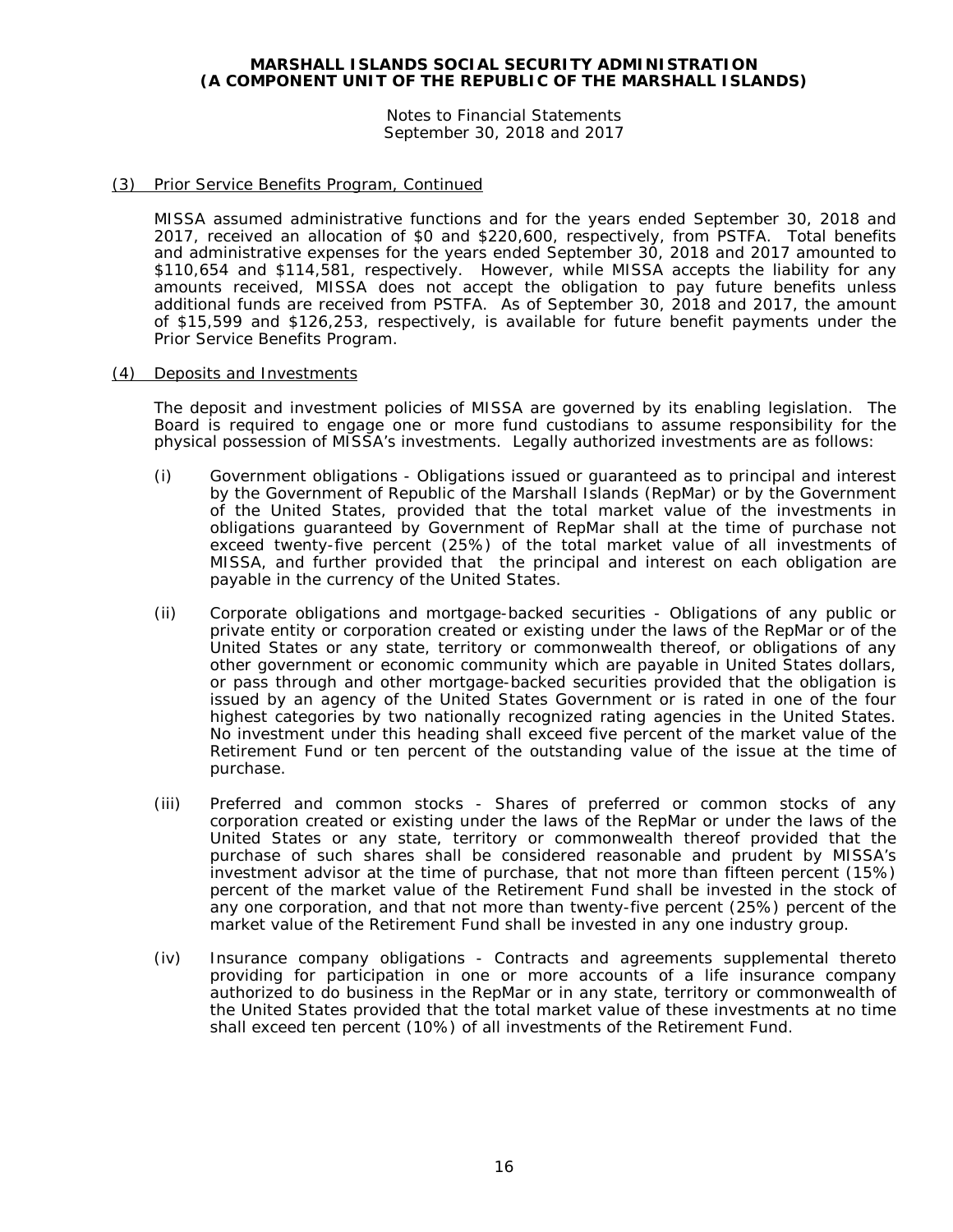### (3) Prior Service Benefits Program, Continued

MISSA assumed administrative functions and for the years ended September 30, 2018 and 2017, received an allocation of $0 and $220,600, respectively, from PSTFA. Total benefits and administrative expenses for the years ended September 30, 2018 and 2017 amounted to $110,654 and $114,581, respectively. However, while MISSA accepts the liability for any amounts received, MISSA does not accept the obligation to pay future benefits unless additional funds are received from PSTFA. As of September 30, 2018 and 2017, the amount of $15,599 and $126,253, respectively, is available for future benefit payments under the Prior Service Benefits Program.

### (4) Deposits and Investments

The deposit and investment policies of MISSA are governed by its enabling legislation. The Board is required to engage one or more fund custodians to assume responsibility for the physical possession of MISSA's investments. Legally authorized investments are as follows:

(i) Government obligations - Obligations issued or guaranteed as to principal and interest by the Government of Republic of the Marshall Islands (RepMar) or by the Government of the United States, provided that the total market value of the investments in obligations guaranteed by Government of RepMar shall at the time of purchase not exceed twenty-five percent (25%) of the total market value of all investments of MISSA, and further provided that the principal and interest on each obligation are payable in the currency of the United States.

(ii) Corporate obligations and mortgage-backed securities - Obligations of any public or private entity or corporation created or existing under the laws of the RepMar or of the United States or any state, territory or commonwealth thereof, or obligations of any other government or economic community which are payable in United States dollars, or pass through and other mortgage-backed securities provided that the obligation is issued by an agency of the United States Government or is rated in one of the four highest categories by two nationally recognized rating agencies in the United States. No investment under this heading shall exceed five percent of the market value of the Retirement Fund or ten percent of the outstanding value of the issue at the time of purchase.

(iii) Preferred and common stocks - Shares of preferred or common stocks of any corporation created or existing under the laws of the RepMar or under the laws of the United States or any state, territory or commonwealth thereof provided that the purchase of such shares shall be considered reasonable and prudent by MISSA's investment advisor at the time of purchase, that not more than fifteen percent (15%) percent of the market value of the Retirement Fund shall be invested in the stock of any one corporation, and that not more than twenty-five percent (25%) percent of the market value of the Retirement Fund shall be invested in any one industry group.

(iv) Insurance company obligations - Contracts and agreements supplemental thereto providing for participation in one or more accounts of a life insurance company authorized to do business in the RepMar or in any state, territory or commonwealth of the United States provided that the total market value of these investments at no time shall exceed ten percent (10%) of all investments of the Retirement Fund.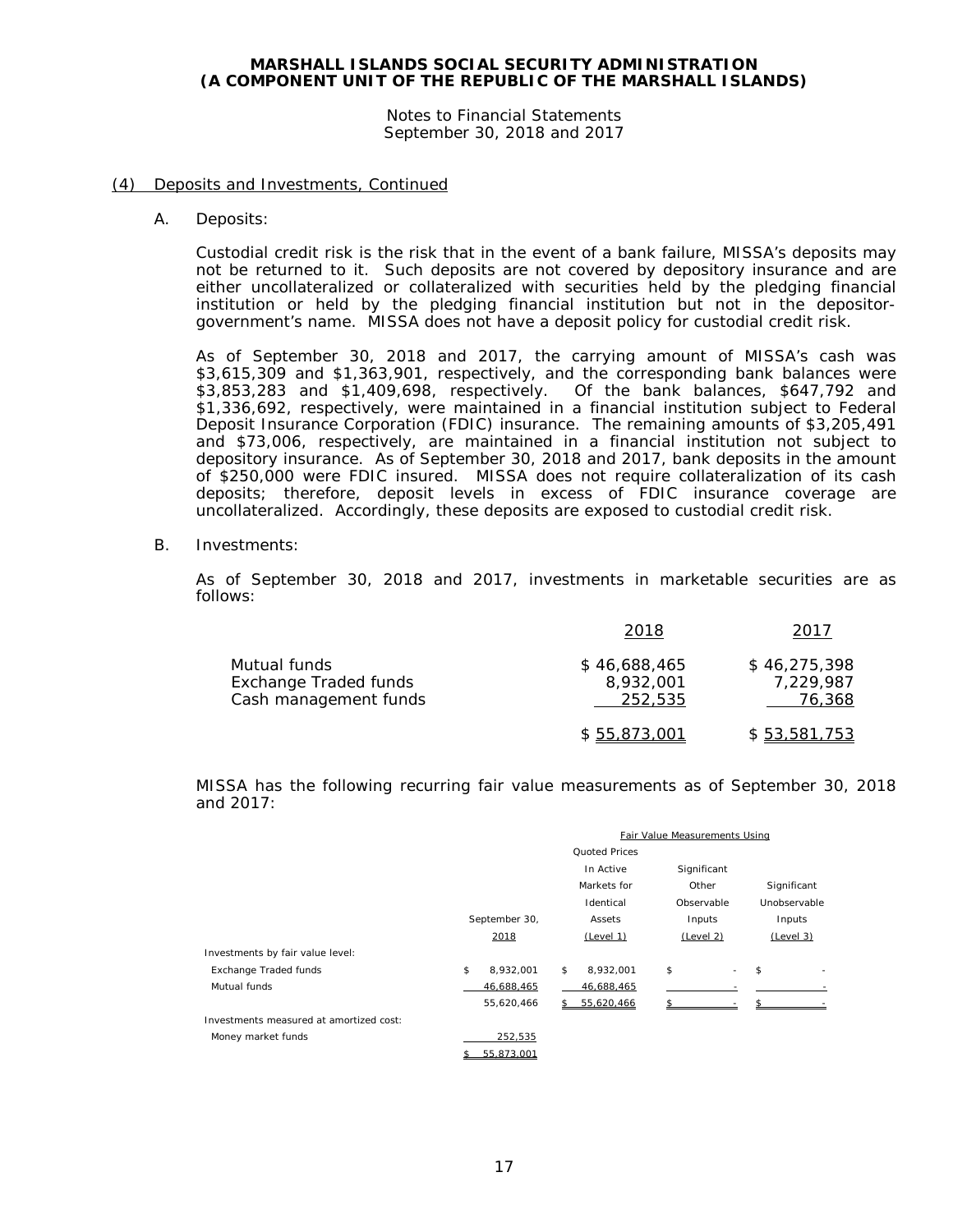## (4) Deposits and Investments, Continued

A. Deposits:

Custodial credit risk is the risk that in the event of a bank failure, MISSA's deposits may not be returned to it. Such deposits are not covered by depository insurance and are either uncollateralized or collateralized with securities held by the pledging financial institution or held by the pledging financial institution but not in the depositor-government's name. MISSA does not have a deposit policy for custodial credit risk.

As of September 30, 2018 and 2017, the carrying amount of MISSA's cash was $3,615,309 and $1,363,901, respectively, and the corresponding bank balances were $3,853,283 and $1,409,698, respectively. Of the bank balances, $647,792 and $1,336,692, respectively, were maintained in a financial institution subject to Federal Deposit Insurance Corporation (FDIC) insurance. The remaining amounts of $3,205,491 and $73,006, respectively, are maintained in a financial institution not subject to depository insurance. As of September 30, 2018 and 2017, bank deposits in the amount of $250,000 were FDIC insured. MISSA does not require collateralization of its cash deposits; therefore, deposit levels in excess of FDIC insurance coverage are uncollateralized. Accordingly, these deposits are exposed to custodial credit risk.

B. Investments:

As of September 30, 2018 and 2017, investments in marketable securities are as follows:

| | 2018 | 2017 |
|---|---|---|
| Mutual funds | $ 46,688,465 | $ 46,275,398 |
| Exchange Traded funds | 8,932,001 | 7,229,987 |
| Cash management funds | 252,535 | 76,368 |
| | $ 55,873,001 | $ 53,581,753 |

MISSA has the following recurring fair value measurements as of September 30, 2018 and 2017:

| | | Fair Value Measurements Using | | |
|---|---|---|---|---|
| | September 30, 2018 | Quoted Prices In Active Markets for Identical Assets (Level 1) | Significant Other Observable Inputs (Level 2) | Significant Unobservable Inputs (Level 3) |
| Investments by fair value level: | | | | |
| Exchange Traded funds | $ 8,932,001 | $ 8,932,001 | $ - | $ - |
| Mutual funds | 46,688,465 | 46,688,465 | - | - |
| | 55,620,466 | $ 55,620,466 | $ - | $ - |
| Investments measured at amortized cost: | | | | |
| Money market funds | 252,535 | | | |
| | $ 55,873,001 | | | |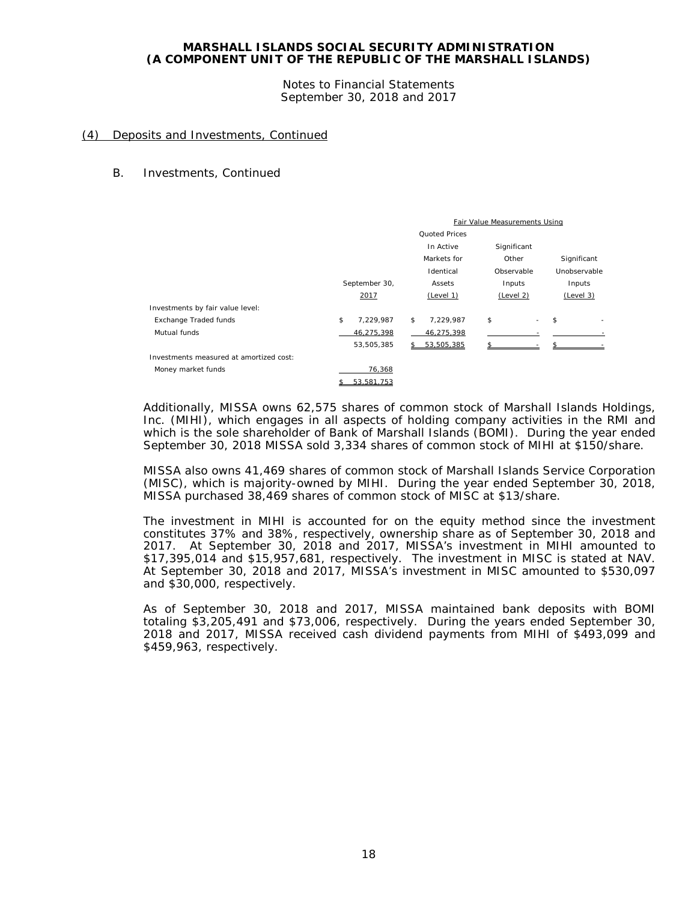### (4) Deposits and Investments, Continued

#### B. Investments, Continued

| | | Fair Value Measurements Using | | |
|---|---|---|---|---|
| | September 30, 2017 | Quoted Prices In Active Markets for Identical Assets (Level 1) | Significant Other Observable Inputs (Level 2) | Significant Unobservable Inputs (Level 3) |
| Investments by fair value level: | | | | |
| Exchange Traded funds | $ 7,229,987 | $ 7,229,987 | $ - | $ - |
| Mutual funds | 46,275,398 | 46,275,398 | - | - |
| | 53,505,385 | $ 53,505,385 | $ - | $ - |
| Investments measured at amortized cost: | | | | |
| Money market funds | 76,368 | | | |
| | $ 53,581,753 | | | |

Additionally, MISSA owns 62,575 shares of common stock of Marshall Islands Holdings, Inc. (MIHI), which engages in all aspects of holding company activities in the RMI and which is the sole shareholder of Bank of Marshall Islands (BOMI). During the year ended September 30, 2018 MISSA sold 3,334 shares of common stock of MIHI at $150/share.

MISSA also owns 41,469 shares of common stock of Marshall Islands Service Corporation (MISC), which is majority-owned by MIHI. During the year ended September 30, 2018, MISSA purchased 38,469 shares of common stock of MISC at $13/share.

The investment in MIHI is accounted for on the equity method since the investment constitutes 37% and 38%, respectively, ownership share as of September 30, 2018 and 2017. At September 30, 2018 and 2017, MISSA's investment in MIHI amounted to $17,395,014 and $15,957,681, respectively. The investment in MISC is stated at NAV. At September 30, 2018 and 2017, MISSA's investment in MISC amounted to $530,097 and $30,000, respectively.

As of September 30, 2018 and 2017, MISSA maintained bank deposits with BOMI totaling $3,205,491 and $73,006, respectively. During the years ended September 30, 2018 and 2017, MISSA received cash dividend payments from MIHI of $493,099 and $459,963, respectively.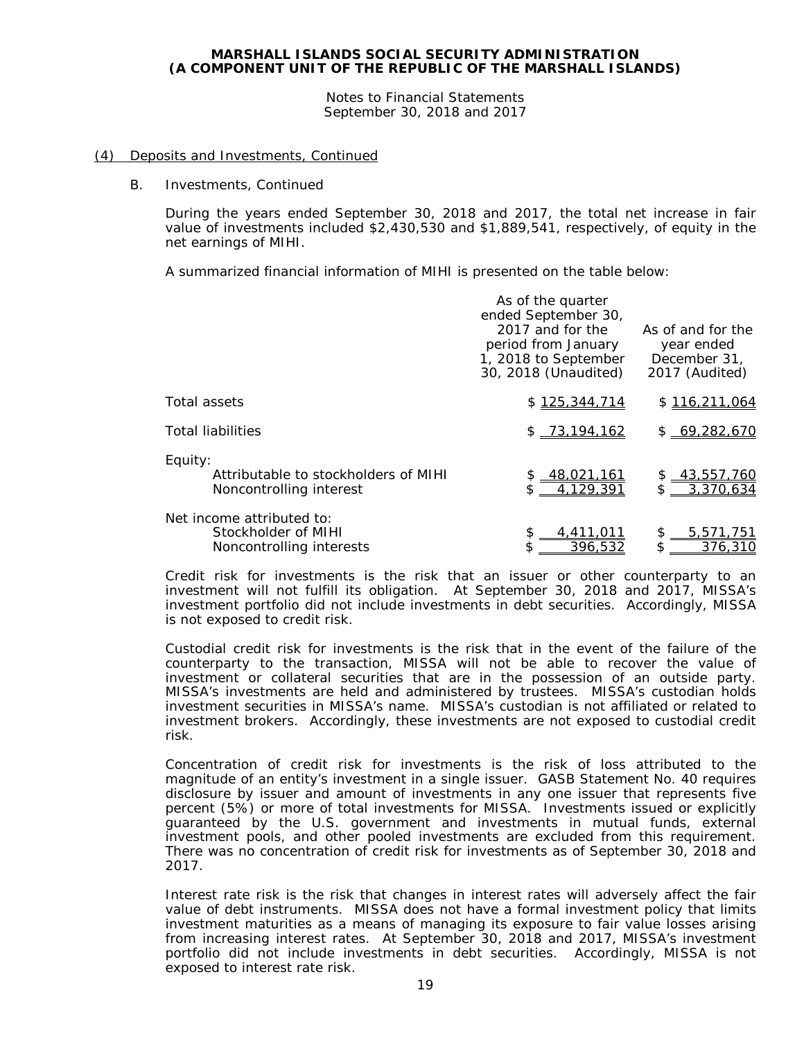## (4) Deposits and Investments, Continued

B. Investments, Continued

During the years ended September 30, 2018 and 2017, the total net increase in fair value of investments included $2,430,530 and $1,889,541, respectively, of equity in the net earnings of MIHI.

A summarized financial information of MIHI is presented on the table below:

| | As of the quarter ended September 30, 2017 and for the period from January 1, 2018 to September 30, 2018 (Unaudited) | As of and for the year ended December 31, 2017 (Audited) |
|---|---|---|
| Total assets | $ 125,344,714 | $ 116,211,064 |
| Total liabilities | $ 73,194,162 | $ 69,282,670 |
| Equity: | | |
| Attributable to stockholders of MIHI | $ 48,021,161 | $ 43,557,760 |
| Noncontrolling interest | $ 4,129,391 | $ 3,370,634 |
| Net income attributed to: | | |
| Stockholder of MIHI | $ 4,411,011 | $ 5,571,751 |
| Noncontrolling interests | $ 396,532 | $ 376,310 |

Credit risk for investments is the risk that an issuer or other counterparty to an investment will not fulfill its obligation. At September 30, 2018 and 2017, MISSA's investment portfolio did not include investments in debt securities. Accordingly, MISSA is not exposed to credit risk.

Custodial credit risk for investments is the risk that in the event of the failure of the counterparty to the transaction, MISSA will not be able to recover the value of investment or collateral securities that are in the possession of an outside party. MISSA's investments are held and administered by trustees. MISSA's custodian holds investment securities in MISSA's name. MISSA's custodian is not affiliated or related to investment brokers. Accordingly, these investments are not exposed to custodial credit risk.

Concentration of credit risk for investments is the risk of loss attributed to the magnitude of an entity's investment in a single issuer. GASB Statement No. 40 requires disclosure by issuer and amount of investments in any one issuer that represents five percent (5%) or more of total investments for MISSA. Investments issued or explicitly guaranteed by the U.S. government and investments in mutual funds, external investment pools, and other pooled investments are excluded from this requirement. There was no concentration of credit risk for investments as of September 30, 2018 and 2017.

Interest rate risk is the risk that changes in interest rates will adversely affect the fair value of debt instruments. MISSA does not have a formal investment policy that limits investment maturities as a means of managing its exposure to fair value losses arising from increasing interest rates. At September 30, 2018 and 2017, MISSA's investment portfolio did not include investments in debt securities. Accordingly, MISSA is not exposed to interest rate risk.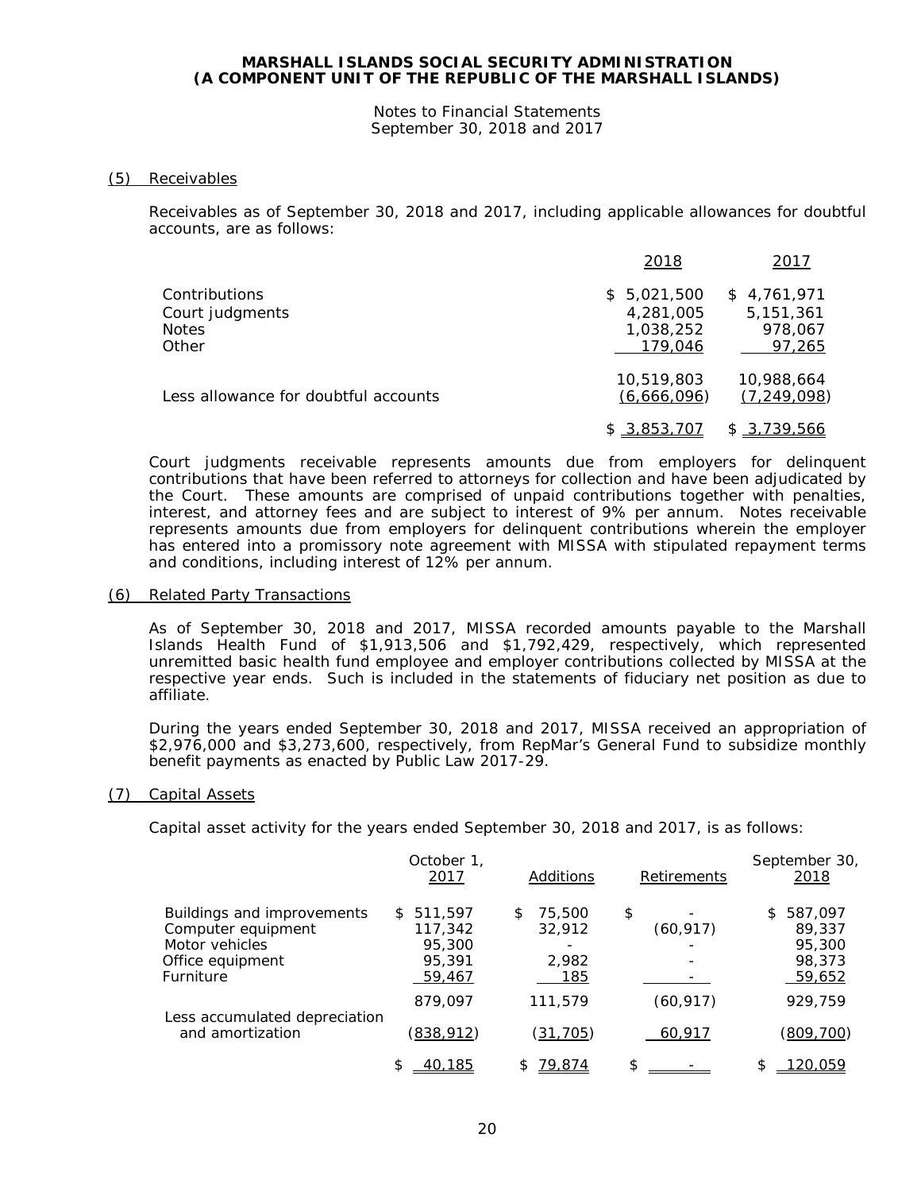# MARSHALL ISLANDS SOCIAL SECURITY ADMINISTRATION
# (A COMPONENT UNIT OF THE REPUBLIC OF THE MARSHALL ISLANDS)

Notes to Financial Statements
September 30, 2018 and 2017

## (5) Receivables

Receivables as of September 30, 2018 and 2017, including applicable allowances for doubtful accounts, are as follows:

| | 2018 | 2017 |
|---|---|---|
| Contributions | $ 5,021,500 | $ 4,761,971 |
| Court judgments | 4,281,005 | 5,151,361 |
| Notes | 1,038,252 | 978,067 |
| Other | 179,046 | 97,265 |
| | 10,519,803 | 10,988,664 |
| Less allowance for doubtful accounts | (6,666,096) | (7,249,098) |
| | $ 3,853,707 | $ 3,739,566 |

Court judgments receivable represents amounts due from employers for delinquent contributions that have been referred to attorneys for collection and have been adjudicated by the Court. These amounts are comprised of unpaid contributions together with penalties, interest, and attorney fees and are subject to interest of 9% per annum. Notes receivable represents amounts due from employers for delinquent contributions wherein the employer has entered into a promissory note agreement with MISSA with stipulated repayment terms and conditions, including interest of 12% per annum.

## (6) Related Party Transactions

As of September 30, 2018 and 2017, MISSA recorded amounts payable to the Marshall Islands Health Fund of $1,913,506 and $1,792,429, respectively, which represented unremitted basic health fund employee and employer contributions collected by MISSA at the respective year ends. Such is included in the statements of fiduciary net position as due to affiliate.

During the years ended September 30, 2018 and 2017, MISSA received an appropriation of $2,976,000 and $3,273,600, respectively, from RepMar's General Fund to subsidize monthly benefit payments as enacted by Public Law 2017-29.

## (7) Capital Assets

Capital asset activity for the years ended September 30, 2018 and 2017, is as follows:

| | October 1, 2017 | Additions | Retirements | September 30, 2018 |
|---|---|---|---|---|
| Buildings and improvements | $ 511,597 | $ 75,500 | $ - | $ 587,097 |
| Computer equipment | 117,342 | 32,912 | (60,917) | 89,337 |
| Motor vehicles | 95,300 | - | - | 95,300 |
| Office equipment | 95,391 | 2,982 | - | 98,373 |
| Furniture | 59,467 | 185 | - | 59,652 |
| | 879,097 | 111,579 | (60,917) | 929,759 |
| Less accumulated depreciation and amortization | (838,912) | (31,705) | 60,917 | (809,700) |
| | $ 40,185 | $ 79,874 | $ - | $ 120,059 |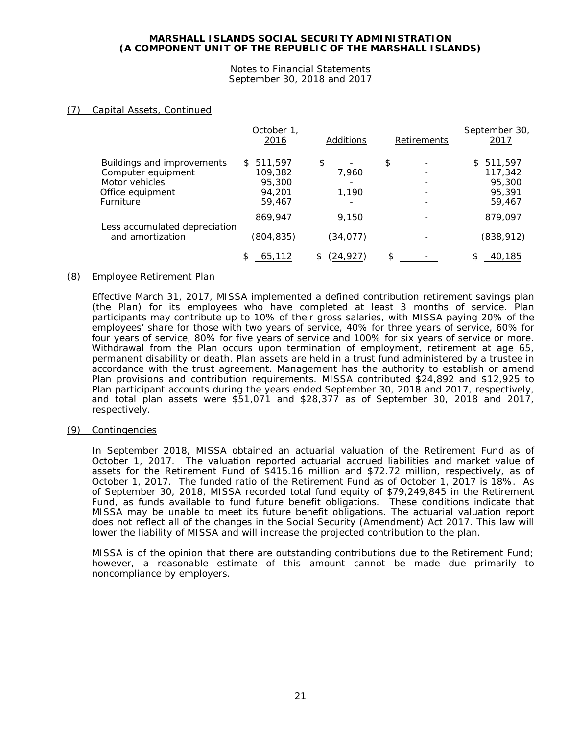## (7) Capital Assets, Continued

| | October 1, 2016 | Additions | Retirements | September 30, 2017 |
|---|---|---|---|---|
| Buildings and improvements | $ 511,597 | $ - | $ - | $ 511,597 |
| Computer equipment | 109,382 | 7,960 | - | 117,342 |
| Motor vehicles | 95,300 | - | - | 95,300 |
| Office equipment | 94,201 | 1,190 | - | 95,391 |
| Furniture | 59,467 | - | - | 59,467 |
| | 869,947 | 9,150 | - | 879,097 |
| Less accumulated depreciation and amortization | (804,835) | (34,077) | - | (838,912) |
| | $ 65,112 | $ (24,927) | $ - | $ 40,185 |

## (8) Employee Retirement Plan

Effective March 31, 2017, MISSA implemented a defined contribution retirement savings plan (the Plan) for its employees who have completed at least 3 months of service. Plan participants may contribute up to 10% of their gross salaries, with MISSA paying 20% of the employees' share for those with two years of service, 40% for three years of service, 60% for four years of service, 80% for five years of service and 100% for six years of service or more. Withdrawal from the Plan occurs upon termination of employment, retirement at age 65, permanent disability or death. Plan assets are held in a trust fund administered by a trustee in accordance with the trust agreement. Management has the authority to establish or amend Plan provisions and contribution requirements. MISSA contributed $24,892 and $12,925 to Plan participant accounts during the years ended September 30, 2018 and 2017, respectively, and total plan assets were $51,071 and $28,377 as of September 30, 2018 and 2017, respectively.

## (9) Contingencies

In September 2018, MISSA obtained an actuarial valuation of the Retirement Fund as of October 1, 2017. The valuation reported actuarial accrued liabilities and market value of assets for the Retirement Fund of $415.16 million and $72.72 million, respectively, as of October 1, 2017. The funded ratio of the Retirement Fund as of October 1, 2017 is 18%. As of September 30, 2018, MISSA recorded total fund equity of $79,249,845 in the Retirement Fund, as funds available to fund future benefit obligations. These conditions indicate that MISSA may be unable to meet its future benefit obligations. The actuarial valuation report does not reflect all of the changes in the Social Security (Amendment) Act 2017. This law will lower the liability of MISSA and will increase the projected contribution to the plan.

MISSA is of the opinion that there are outstanding contributions due to the Retirement Fund; however, a reasonable estimate of this amount cannot be made due primarily to noncompliance by employers.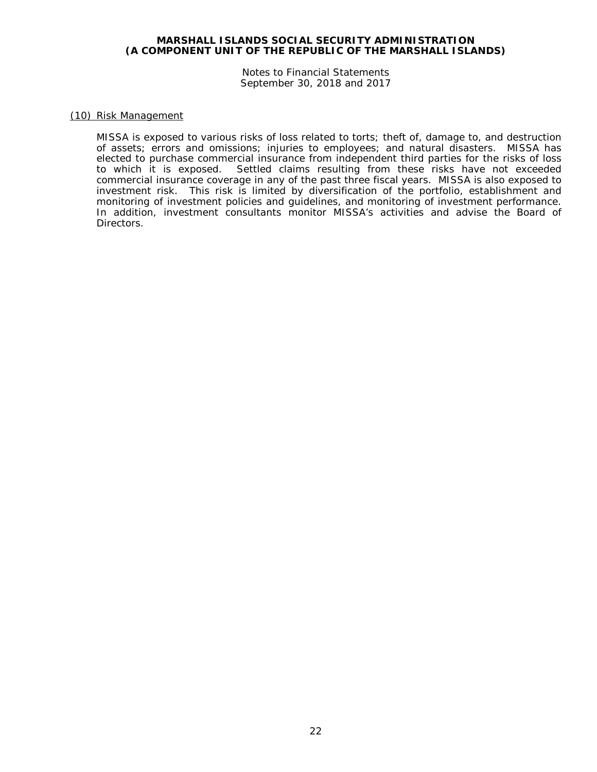## (10) Risk Management

MISSA is exposed to various risks of loss related to torts; theft of, damage to, and destruction of assets; errors and omissions; injuries to employees; and natural disasters. MISSA has elected to purchase commercial insurance from independent third parties for the risks of loss to which it is exposed. Settled claims resulting from these risks have not exceeded commercial insurance coverage in any of the past three fiscal years. MISSA is also exposed to investment risk. This risk is limited by diversification of the portfolio, establishment and monitoring of investment policies and guidelines, and monitoring of investment performance. In addition, investment consultants monitor MISSA's activities and advise the Board of Directors.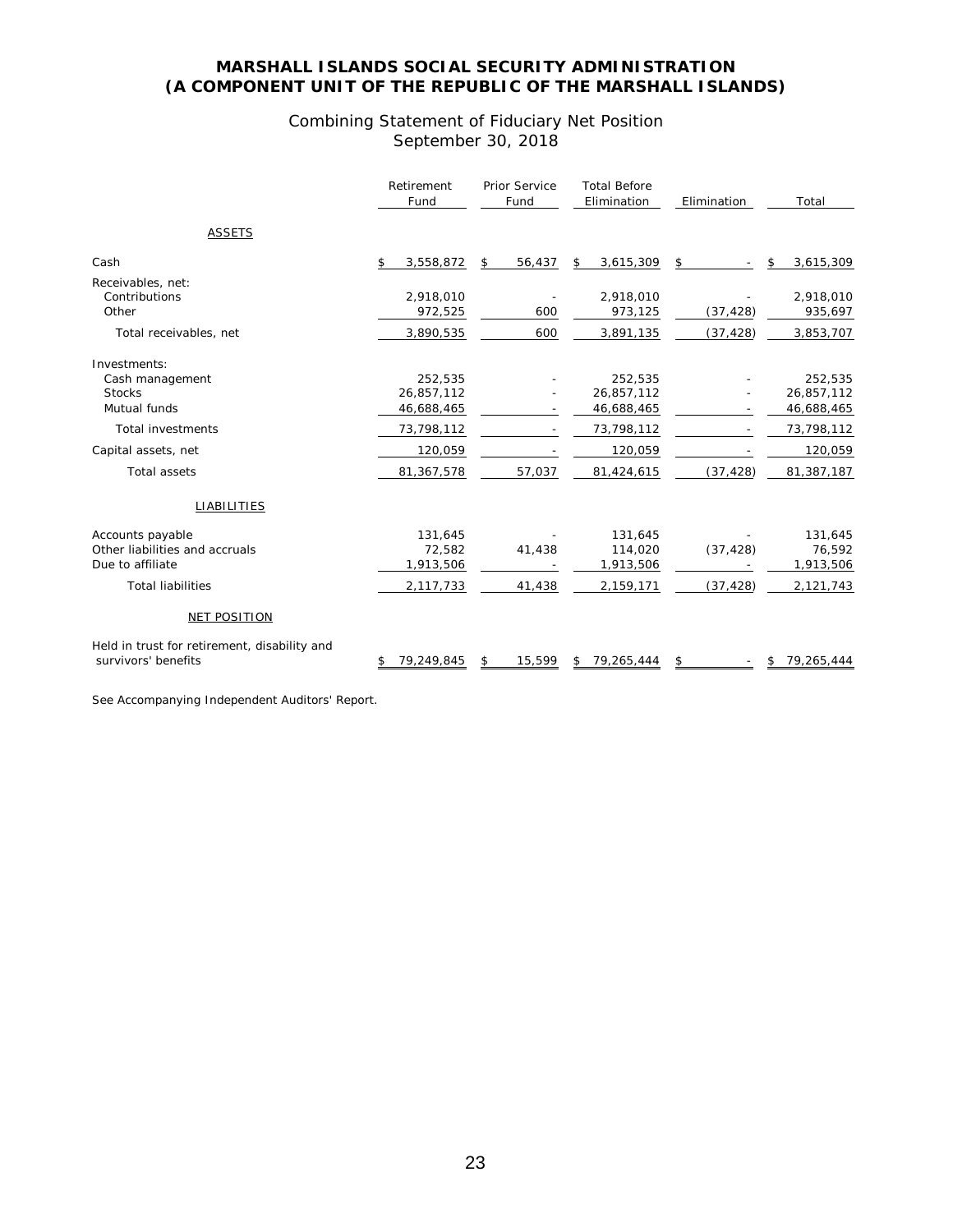# MARSHALL ISLANDS SOCIAL SECURITY ADMINISTRATION
# (A COMPONENT UNIT OF THE REPUBLIC OF THE MARSHALL ISLANDS)

## Combining Statement of Fiduciary Net Position
## September 30, 2018

| | Retirement Fund | Prior Service Fund | Total Before Elimination | Elimination | Total |
|---|---|---|---|---|---|
| ASSETS | | | | | |
| Cash | $ 3,558,872 | $ 56,437 | $ 3,615,309 | $ - | $ 3,615,309 |
| Receivables, net: | | | | | |
| Contributions | 2,918,010 | - | 2,918,010 | - | 2,918,010 |
| Other | 972,525 | 600 | 973,125 | (37,428) | 935,697 |
| Total receivables, net | 3,890,535 | 600 | 3,891,135 | (37,428) | 3,853,707 |
| Investments: | | | | | |
| Cash management | 252,535 | - | 252,535 | - | 252,535 |
| Stocks | 26,857,112 | - | 26,857,112 | - | 26,857,112 |
| Mutual funds | 46,688,465 | - | 46,688,465 | - | 46,688,465 |
| Total investments | 73,798,112 | - | 73,798,112 | - | 73,798,112 |
| Capital assets, net | 120,059 | - | 120,059 | - | 120,059 |
| Total assets | 81,367,578 | 57,037 | 81,424,615 | (37,428) | 81,387,187 |
| LIABILITIES | | | | | |
| Accounts payable | 131,645 | - | 131,645 | - | 131,645 |
| Other liabilities and accruals | 72,582 | 41,438 | 114,020 | (37,428) | 76,592 |
| Due to affiliate | 1,913,506 | - | 1,913,506 | - | 1,913,506 |
| Total liabilities | 2,117,733 | 41,438 | 2,159,171 | (37,428) | 2,121,743 |
| NET POSITION | | | | | |
| Held in trust for retirement, disability and survivors' benefits | $ 79,249,845 | $ 15,599 | $ 79,265,444 | $ - | $ 79,265,444 |

See Accompanying Independent Auditors' Report.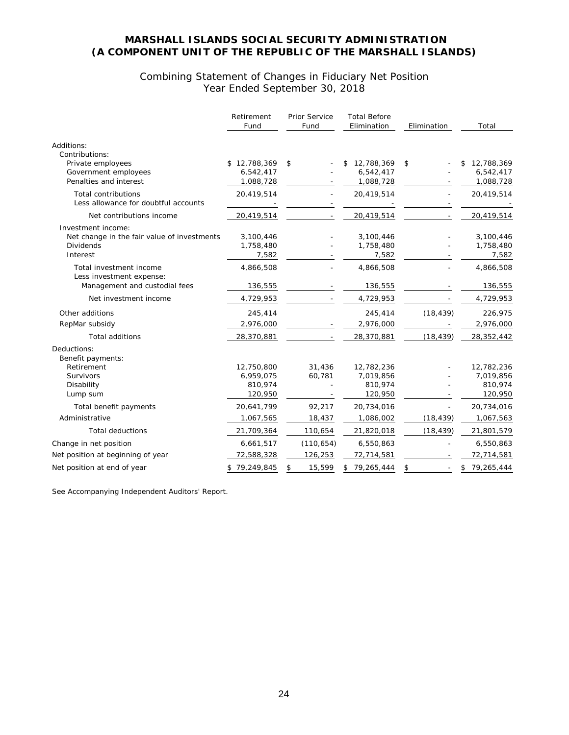# MARSHALL ISLANDS SOCIAL SECURITY ADMINISTRATION
# (A COMPONENT UNIT OF THE REPUBLIC OF THE MARSHALL ISLANDS)

## Combining Statement of Changes in Fiduciary Net Position
## Year Ended September 30, 2018

| | Retirement Fund | Prior Service Fund | Total Before Elimination | Elimination | Total |
|---|---|---|---|---|---|
| Additions: | | | | | |
| Contributions: | | | | | |
| Private employees | $ 12,788,369 | $ - | $ 12,788,369 | $ - | $ 12,788,369 |
| Government employees | 6,542,417 | - | 6,542,417 | - | 6,542,417 |
| Penalties and interest | 1,088,728 | - | 1,088,728 | - | 1,088,728 |
| Total contributions | 20,419,514 | - | 20,419,514 | - | 20,419,514 |
| Less allowance for doubtful accounts | - | - | - | - | - |
| Net contributions income | 20,419,514 | - | 20,419,514 | - | 20,419,514 |
| Investment income: | | | | | |
| Net change in the fair value of investments | 3,100,446 | - | 3,100,446 | - | 3,100,446 |
| Dividends | 1,758,480 | - | 1,758,480 | - | 1,758,480 |
| Interest | 7,582 | - | 7,582 | - | 7,582 |
| Total investment income | 4,866,508 | - | 4,866,508 | - | 4,866,508 |
| Less investment expense: | | | | | |
| Management and custodial fees | 136,555 | - | 136,555 | - | 136,555 |
| Net investment income | 4,729,953 | - | 4,729,953 | - | 4,729,953 |
| Other additions | 245,414 | | 245,414 | (18,439) | 226,975 |
| RepMar subsidy | 2,976,000 | - | 2,976,000 | - | 2,976,000 |
| Total additions | 28,370,881 | - | 28,370,881 | (18,439) | 28,352,442 |
| Deductions: | | | | | |
| Benefit payments: | | | | | |
| Retirement | 12,750,800 | 31,436 | 12,782,236 | - | 12,782,236 |
| Survivors | 6,959,075 | 60,781 | 7,019,856 | - | 7,019,856 |
| Disability | 810,974 | - | 810,974 | - | 810,974 |
| Lump sum | 120,950 | - | 120,950 | - | 120,950 |
| Total benefit payments | 20,641,799 | 92,217 | 20,734,016 | - | 20,734,016 |
| Administrative | 1,067,565 | 18,437 | 1,086,002 | (18,439) | 1,067,563 |
| Total deductions | 21,709,364 | 110,654 | 21,820,018 | (18,439) | 21,801,579 |
| Change in net position | 6,661,517 | (110,654) | 6,550,863 | - | 6,550,863 |
| Net position at beginning of year | 72,588,328 | 126,253 | 72,714,581 | - | 72,714,581 |
| Net position at end of year | $ 79,249,845 | $ 15,599 | $ 79,265,444 | $ - | $ 79,265,444 |

See Accompanying Independent Auditors' Report.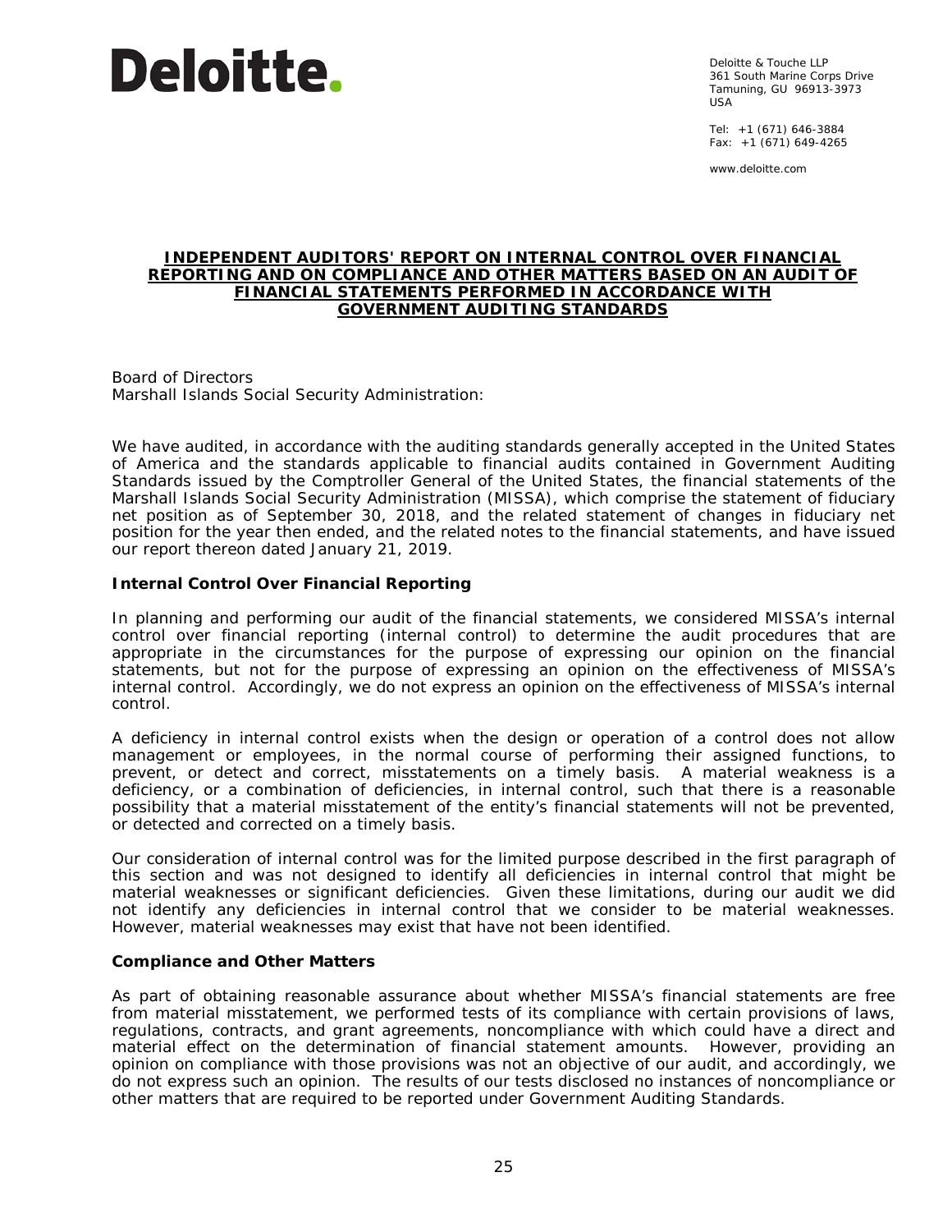Deloitte.

Deloitte & Touche LLP
361 South Marine Corps Drive
Tamuning, GU 96913-3973
USA

Tel: +1 (671) 646-3884
Fax: +1 (671) 649-4265

www.deloitte.com

# INDEPENDENT AUDITORS' REPORT ON INTERNAL CONTROL OVER FINANCIAL REPORTING AND ON COMPLIANCE AND OTHER MATTERS BASED ON AN AUDIT OF FINANCIAL STATEMENTS PERFORMED IN ACCORDANCE WITH GOVERNMENT AUDITING STANDARDS

Board of Directors
Marshall Islands Social Security Administration:

We have audited, in accordance with the auditing standards generally accepted in the United States of America and the standards applicable to financial audits contained in Government Auditing Standards issued by the Comptroller General of the United States, the financial statements of the Marshall Islands Social Security Administration (MISSA), which comprise the statement of fiduciary net position as of September 30, 2018, and the related statement of changes in fiduciary net position for the year then ended, and the related notes to the financial statements, and have issued our report thereon dated January 21, 2019.

## Internal Control Over Financial Reporting

In planning and performing our audit of the financial statements, we considered MISSA's internal control over financial reporting (internal control) to determine the audit procedures that are appropriate in the circumstances for the purpose of expressing our opinion on the financial statements, but not for the purpose of expressing an opinion on the effectiveness of MISSA's internal control. Accordingly, we do not express an opinion on the effectiveness of MISSA's internal control.

A deficiency in internal control exists when the design or operation of a control does not allow management or employees, in the normal course of performing their assigned functions, to prevent, or detect and correct, misstatements on a timely basis. A material weakness is a deficiency, or a combination of deficiencies, in internal control, such that there is a reasonable possibility that a material misstatement of the entity's financial statements will not be prevented, or detected and corrected on a timely basis.

Our consideration of internal control was for the limited purpose described in the first paragraph of this section and was not designed to identify all deficiencies in internal control that might be material weaknesses or significant deficiencies. Given these limitations, during our audit we did not identify any deficiencies in internal control that we consider to be material weaknesses. However, material weaknesses may exist that have not been identified.

## Compliance and Other Matters

As part of obtaining reasonable assurance about whether MISSA's financial statements are free from material misstatement, we performed tests of its compliance with certain provisions of laws, regulations, contracts, and grant agreements, noncompliance with which could have a direct and material effect on the determination of financial statement amounts. However, providing an opinion on compliance with those provisions was not an objective of our audit, and accordingly, we do not express such an opinion. The results of our tests disclosed no instances of noncompliance or other matters that are required to be reported under Government Auditing Standards.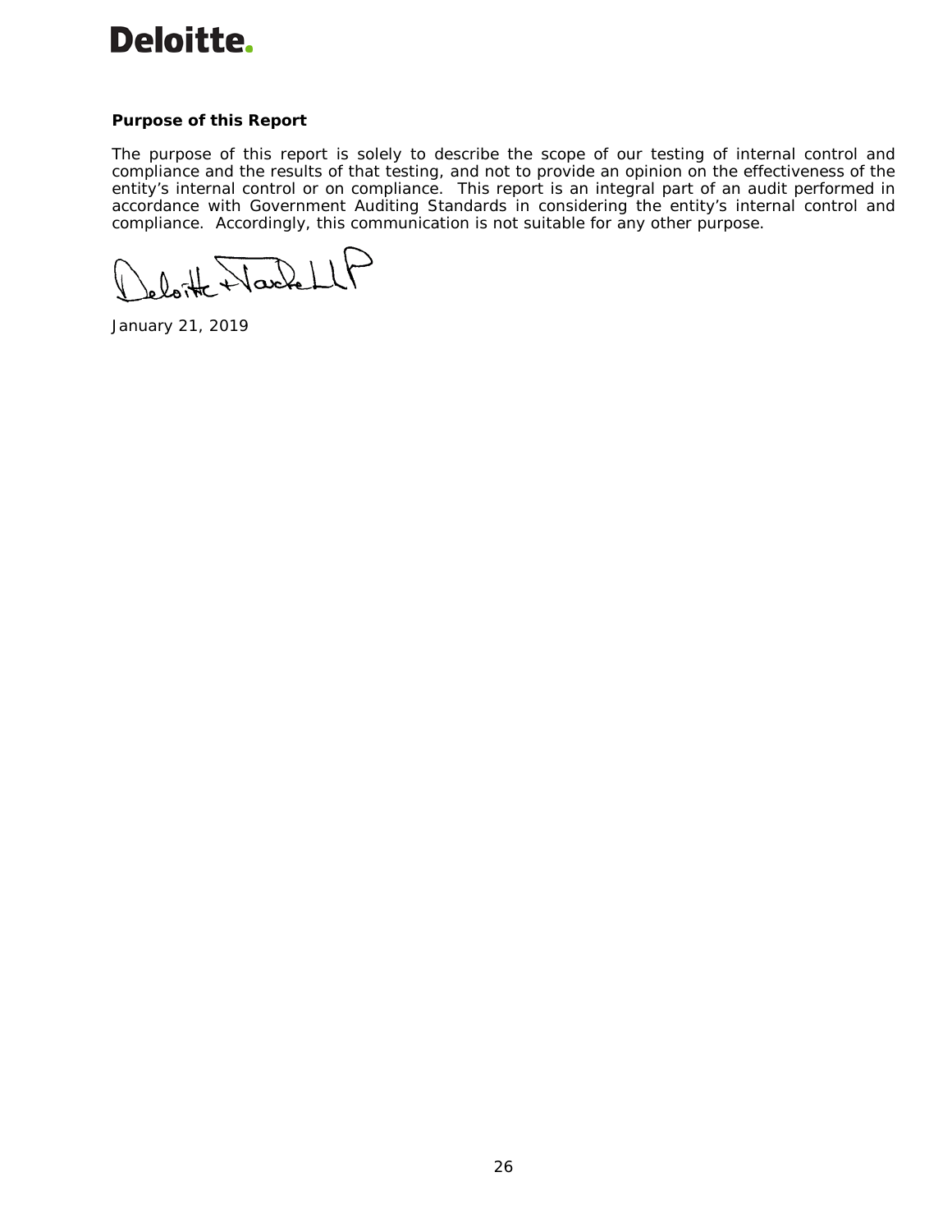**Purpose of this Report**

The purpose of this report is solely to describe the scope of our testing of internal control and compliance and the results of that testing, and not to provide an opinion on the effectiveness of the entity's internal control or on compliance. This report is an integral part of an audit performed in accordance with Government Auditing Standards in considering the entity's internal control and compliance. Accordingly, this communication is not suitable for any other purpose.

Deloitte & Touche LLP

January 21, 2019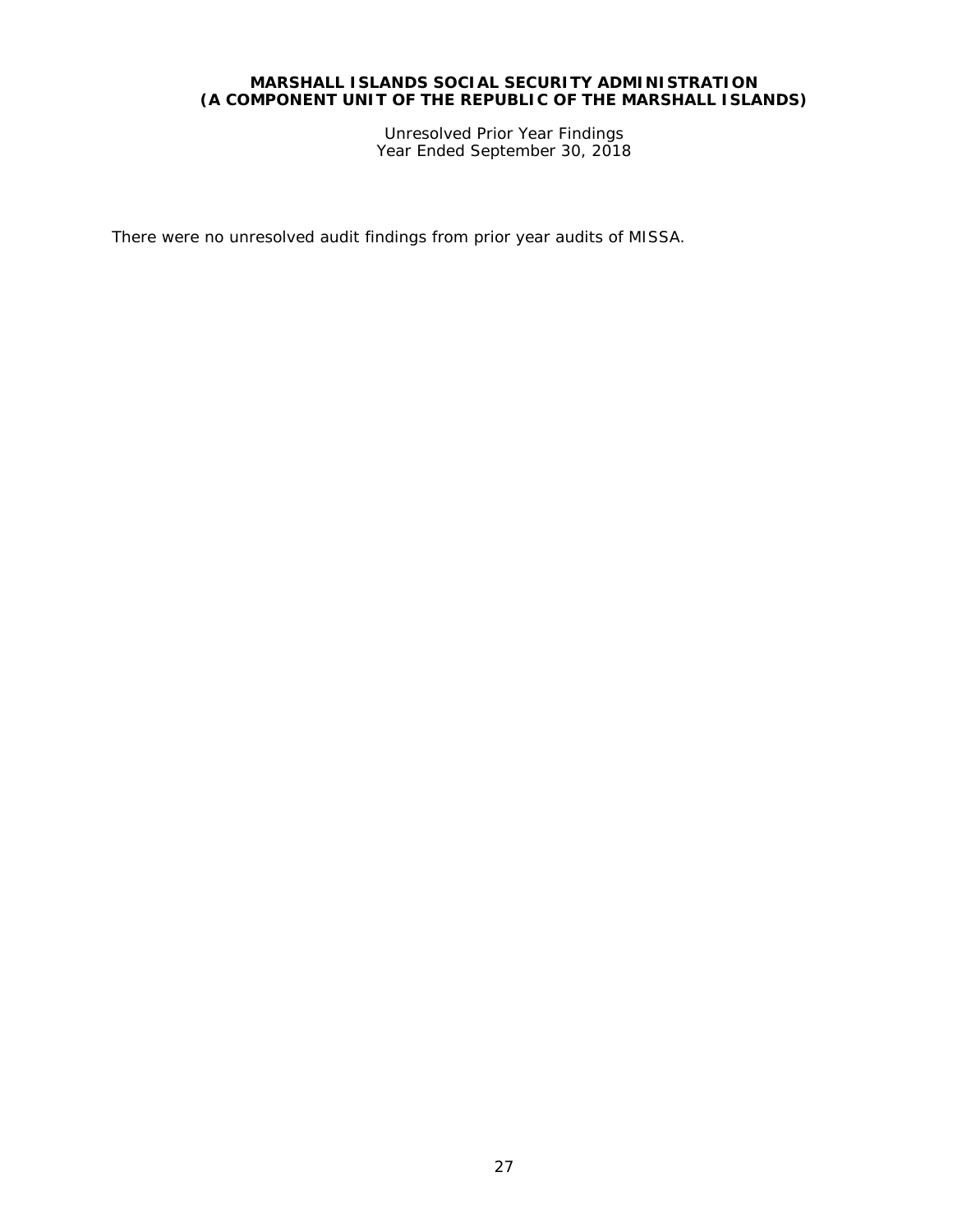**MARSHALL ISLANDS SOCIAL SECURITY ADMINISTRATION**
**(A COMPONENT UNIT OF THE REPUBLIC OF THE MARSHALL ISLANDS)**

Unresolved Prior Year Findings
Year Ended September 30, 2018

There were no unresolved audit findings from prior year audits of MISSA.